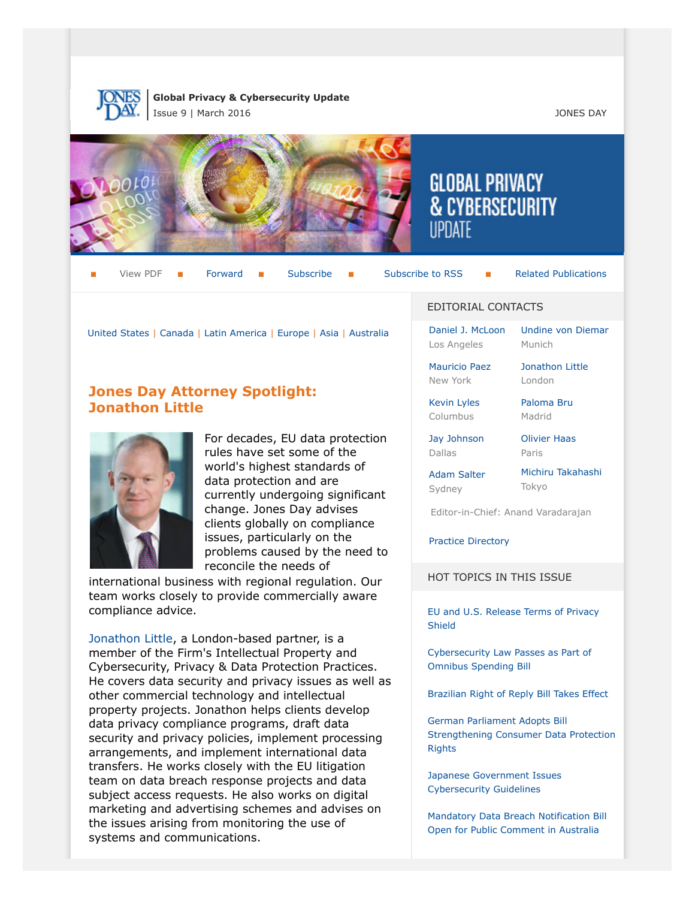**Global Privacy & Cybersecurity Update**
Issue 9 | March 2016

JONES DAY

# GLOBAL PRIVACY & CYBERSECURITY UPDATE

View PDF | Forward | Subscribe | Subscribe to RSS | Related Publications

United States | Canada | Latin America | Europe | Asia | Australia

## Jones Day Attorney Spotlight: Jonathon Little

For decades, EU data protection rules have set some of the world's highest standards of data protection and are currently undergoing significant change. Jones Day advises clients globally on compliance issues, particularly on the problems caused by the need to reconcile the needs of international business with regional regulation. Our team works closely to provide commercially aware compliance advice.

Jonathon Little, a London-based partner, is a member of the Firm's Intellectual Property and Cybersecurity, Privacy & Data Protection Practices. He covers data security and privacy issues as well as other commercial technology and intellectual property projects. Jonathon helps clients develop data privacy compliance programs, draft data security and privacy policies, implement processing arrangements, and implement international data transfers. He works closely with the EU litigation team on data breach response projects and data subject access requests. He also works on digital marketing and advertising schemes and advises on the issues arising from monitoring the use of systems and communications.

### EDITORIAL CONTACTS

Daniel J. McLoon
Los Angeles

Undine von Diemar
Munich

Mauricio Paez
New York

Jonathon Little
London

Kevin Lyles
Columbus

Paloma Bru
Madrid

Jay Johnson
Dallas

Olivier Haas
Paris

Adam Salter
Sydney

Michiru Takahashi
Tokyo

Editor-in-Chief: Anand Varadarajan

Practice Directory

### HOT TOPICS IN THIS ISSUE

EU and U.S. Release Terms of Privacy Shield

Cybersecurity Law Passes as Part of Omnibus Spending Bill

Brazilian Right of Reply Bill Takes Effect

German Parliament Adopts Bill Strengthening Consumer Data Protection Rights

Japanese Government Issues Cybersecurity Guidelines

Mandatory Data Breach Notification Bill Open for Public Comment in Australia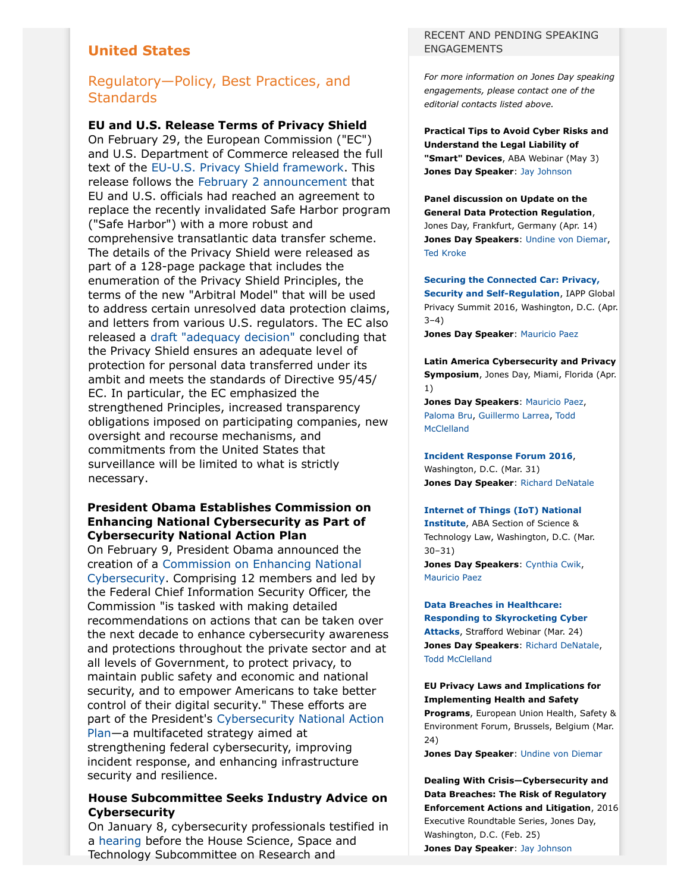## United States

### Regulatory—Policy, Best Practices, and Standards

**EU and U.S. Release Terms of Privacy Shield**
On February 29, the European Commission ("EC") and U.S. Department of Commerce released the full text of the EU-U.S. Privacy Shield framework. This release follows the February 2 announcement that EU and U.S. officials had reached an agreement to replace the recently invalidated Safe Harbor program ("Safe Harbor") with a more robust and comprehensive transatlantic data transfer scheme. The details of the Privacy Shield were released as part of a 128-page package that includes the enumeration of the Privacy Shield Principles, the terms of the new "Arbitral Model" that will be used to address certain unresolved data protection claims, and letters from various U.S. regulators. The EC also released a draft "adequacy decision" concluding that the Privacy Shield ensures an adequate level of protection for personal data transferred under its ambit and meets the standards of Directive 95/45/EC. In particular, the EC emphasized the strengthened Principles, increased transparency obligations imposed on participating companies, new oversight and recourse mechanisms, and commitments from the United States that surveillance will be limited to what is strictly necessary.

**President Obama Establishes Commission on Enhancing National Cybersecurity as Part of Cybersecurity National Action Plan**
On February 9, President Obama announced the creation of a Commission on Enhancing National Cybersecurity. Comprising 12 members and led by the Federal Chief Information Security Officer, the Commission "is tasked with making detailed recommendations on actions that can be taken over the next decade to enhance cybersecurity awareness and protections throughout the private sector and at all levels of Government, to protect privacy, to maintain public safety and economic and national security, and to empower Americans to take better control of their digital security." These efforts are part of the President's Cybersecurity National Action Plan—a multifaceted strategy aimed at strengthening federal cybersecurity, improving incident response, and enhancing infrastructure security and resilience.

**House Subcommittee Seeks Industry Advice on Cybersecurity**
On January 8, cybersecurity professionals testified in a hearing before the House Science, Space and Technology Subcommittee on Research and

RECENT AND PENDING SPEAKING ENGAGEMENTS

*For more information on Jones Day speaking engagements, please contact one of the editorial contacts listed above.*

**Practical Tips to Avoid Cyber Risks and Understand the Legal Liability of "Smart" Devices**, ABA Webinar (May 3)
**Jones Day Speaker**: Jay Johnson

**Panel discussion on Update on the General Data Protection Regulation**, Jones Day, Frankfurt, Germany (Apr. 14)
**Jones Day Speakers**: Undine von Diemar, Ted Kroke

**Securing the Connected Car: Privacy, Security and Self-Regulation**, IAPP Global Privacy Summit 2016, Washington, D.C. (Apr. 3–4)
**Jones Day Speaker**: Mauricio Paez

**Latin America Cybersecurity and Privacy Symposium**, Jones Day, Miami, Florida (Apr. 1)
**Jones Day Speakers**: Mauricio Paez, Paloma Bru, Guillermo Larrea, Todd McClelland

**Incident Response Forum 2016**, Washington, D.C. (Mar. 31)
**Jones Day Speaker**: Richard DeNatale

**Internet of Things (IoT) National Institute**, ABA Section of Science & Technology Law, Washington, D.C. (Mar. 30–31)
**Jones Day Speakers**: Cynthia Cwik, Mauricio Paez

**Data Breaches in Healthcare: Responding to Skyrocketing Cyber Attacks**, Strafford Webinar (Mar. 24)
**Jones Day Speakers**: Richard DeNatale, Todd McClelland

**EU Privacy Laws and Implications for Implementing Health and Safety Programs**, European Union Health, Safety & Environment Forum, Brussels, Belgium (Mar. 24)
**Jones Day Speaker**: Undine von Diemar

**Dealing With Crisis—Cybersecurity and Data Breaches: The Risk of Regulatory Enforcement Actions and Litigation**, 2016 Executive Roundtable Series, Jones Day, Washington, D.C. (Feb. 25)
**Jones Day Speaker**: Jay Johnson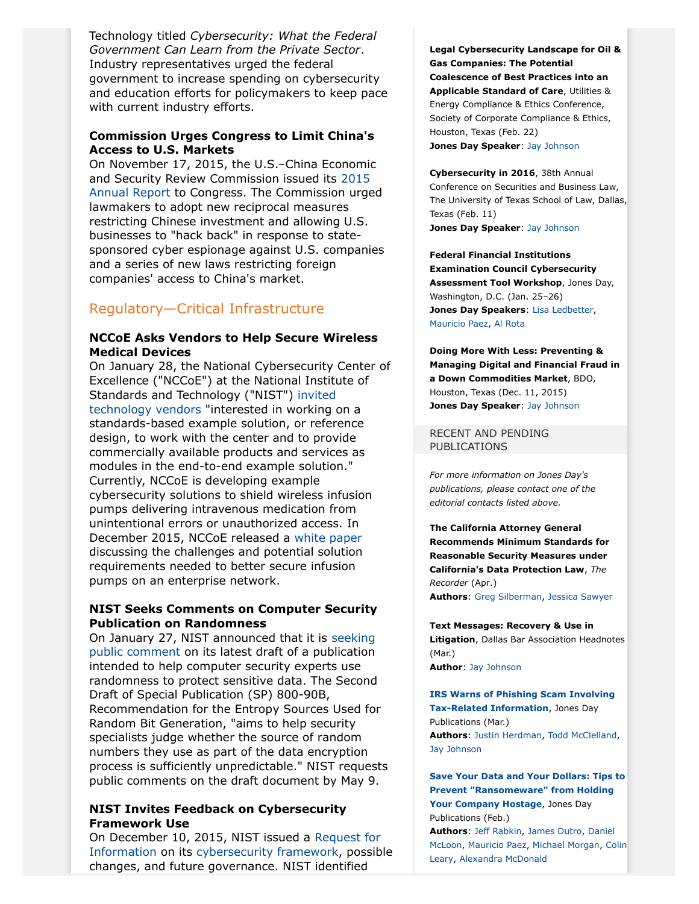Technology titled *Cybersecurity: What the Federal Government Can Learn from the Private Sector*. Industry representatives urged the federal government to increase spending on cybersecurity and education efforts for policymakers to keep pace with current industry efforts.

**Commission Urges Congress to Limit China's Access to U.S. Markets**

On November 17, 2015, the U.S.–China Economic and Security Review Commission issued its 2015 Annual Report to Congress. The Commission urged lawmakers to adopt new reciprocal measures restricting Chinese investment and allowing U.S. businesses to "hack back" in response to state-sponsored cyber espionage against U.S. companies and a series of new laws restricting foreign companies' access to China's market.

## Regulatory—Critical Infrastructure

**NCCoE Asks Vendors to Help Secure Wireless Medical Devices**

On January 28, the National Cybersecurity Center of Excellence ("NCCoE") at the National Institute of Standards and Technology ("NIST") invited technology vendors "interested in working on a standards-based example solution, or reference design, to work with the center and to provide commercially available products and services as modules in the end-to-end example solution." Currently, NCCoE is developing example cybersecurity solutions to shield wireless infusion pumps delivering intravenous medication from unintentional errors or unauthorized access. In December 2015, NCCoE released a white paper discussing the challenges and potential solution requirements needed to better secure infusion pumps on an enterprise network.

**NIST Seeks Comments on Computer Security Publication on Randomness**

On January 27, NIST announced that it is seeking public comment on its latest draft of a publication intended to help computer security experts use randomness to protect sensitive data. The Second Draft of Special Publication (SP) 800-90B, Recommendation for the Entropy Sources Used for Random Bit Generation, "aims to help security specialists judge whether the source of random numbers they use as part of the data encryption process is sufficiently unpredictable." NIST requests public comments on the draft document by May 9.

**NIST Invites Feedback on Cybersecurity Framework Use**

On December 10, 2015, NIST issued a Request for Information on its cybersecurity framework, possible changes, and future governance. NIST identified

**Legal Cybersecurity Landscape for Oil & Gas Companies: The Potential Coalescence of Best Practices into an Applicable Standard of Care**, Utilities & Energy Compliance & Ethics Conference, Society of Corporate Compliance & Ethics, Houston, Texas (Feb. 22)
**Jones Day Speaker**: Jay Johnson

**Cybersecurity in 2016**, 38th Annual Conference on Securities and Business Law, The University of Texas School of Law, Dallas, Texas (Feb. 11)
**Jones Day Speaker**: Jay Johnson

**Federal Financial Institutions Examination Council Cybersecurity Assessment Tool Workshop**, Jones Day, Washington, D.C. (Jan. 25–26)
**Jones Day Speakers**: Lisa Ledbetter, Mauricio Paez, Al Rota

**Doing More With Less: Preventing & Managing Digital and Financial Fraud in a Down Commodities Market**, BDO, Houston, Texas (Dec. 11, 2015)
**Jones Day Speaker**: Jay Johnson

RECENT AND PENDING PUBLICATIONS

*For more information on Jones Day's publications, please contact one of the editorial contacts listed above.*

**The California Attorney General Recommends Minimum Standards for Reasonable Security Measures under California's Data Protection Law**, *The Recorder* (Apr.)
**Authors**: Greg Silberman, Jessica Sawyer

**Text Messages: Recovery & Use in Litigation**, Dallas Bar Association Headnotes (Mar.)
**Author**: Jay Johnson

**IRS Warns of Phishing Scam Involving Tax-Related Information**, Jones Day Publications (Mar.)
**Authors**: Justin Herdman, Todd McClelland, Jay Johnson

**Save Your Data and Your Dollars: Tips to Prevent "Ransomeware" from Holding Your Company Hostage**, Jones Day Publications (Feb.)
**Authors**: Jeff Rabkin, James Dutro, Daniel McLoon, Mauricio Paez, Michael Morgan, Colin Leary, Alexandra McDonald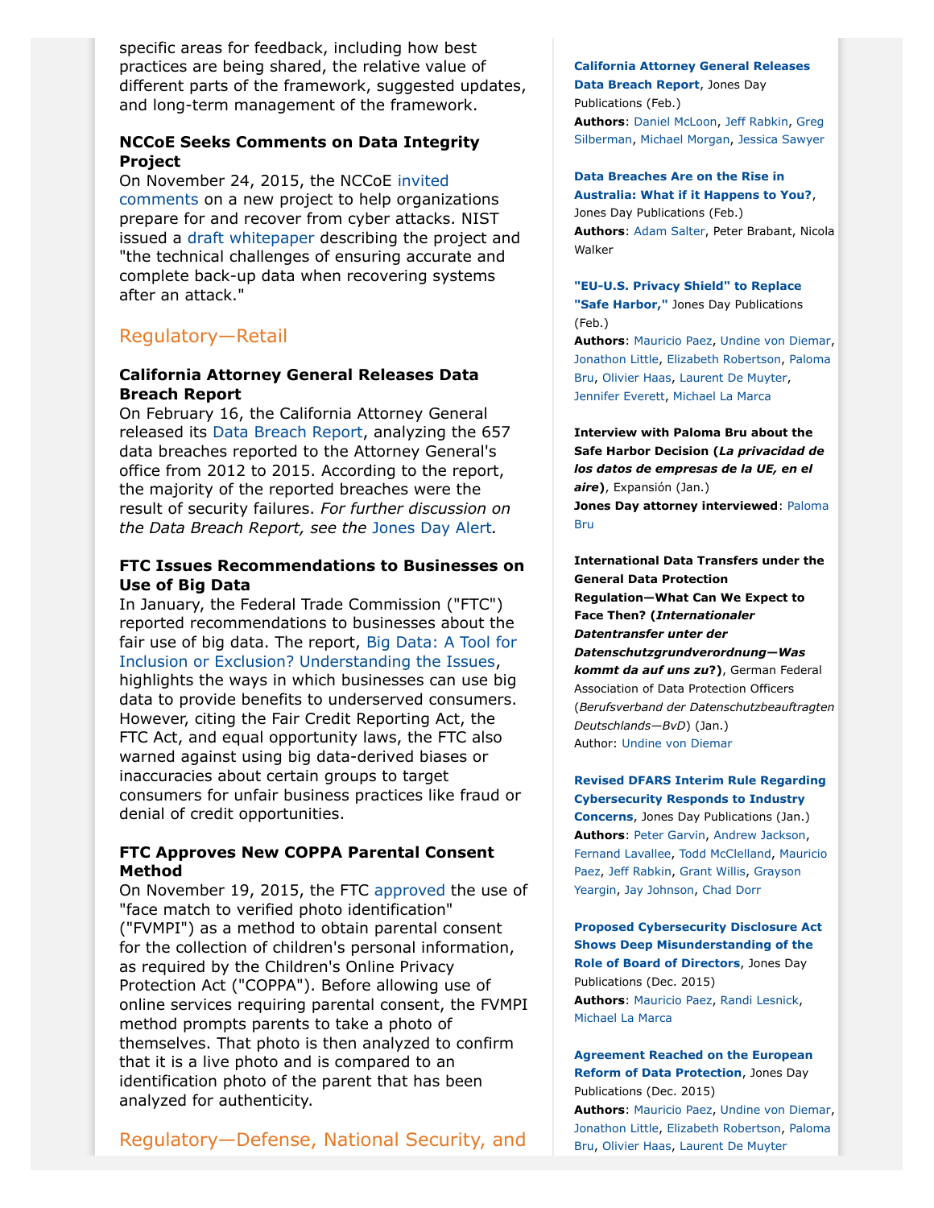specific areas for feedback, including how best practices are being shared, the relative value of different parts of the framework, suggested updates, and long-term management of the framework.

### NCCoE Seeks Comments on Data Integrity Project

On November 24, 2015, the NCCoE invited comments on a new project to help organizations prepare for and recover from cyber attacks. NIST issued a draft whitepaper describing the project and "the technical challenges of ensuring accurate and complete back-up data when recovering systems after an attack."

## Regulatory—Retail

### California Attorney General Releases Data Breach Report

On February 16, the California Attorney General released its Data Breach Report, analyzing the 657 data breaches reported to the Attorney General's office from 2012 to 2015. According to the report, the majority of the reported breaches were the result of security failures. *For further discussion on the Data Breach Report, see the Jones Day Alert.*

### FTC Issues Recommendations to Businesses on Use of Big Data

In January, the Federal Trade Commission ("FTC") reported recommendations to businesses about the fair use of big data. The report, Big Data: A Tool for Inclusion or Exclusion? Understanding the Issues, highlights the ways in which businesses can use big data to provide benefits to underserved consumers. However, citing the Fair Credit Reporting Act, the FTC Act, and equal opportunity laws, the FTC also warned against using big data-derived biases or inaccuracies about certain groups to target consumers for unfair business practices like fraud or denial of credit opportunities.

### FTC Approves New COPPA Parental Consent Method

On November 19, 2015, the FTC approved the use of "face match to verified photo identification" ("FVMPI") as a method to obtain parental consent for the collection of children's personal information, as required by the Children's Online Privacy Protection Act ("COPPA"). Before allowing use of online services requiring parental consent, the FVMPI method prompts parents to take a photo of themselves. That photo is then analyzed to confirm that it is a live photo and is compared to an identification photo of the parent that has been analyzed for authenticity.

## Regulatory—Defense, National Security, and

**California Attorney General Releases Data Breach Report**, Jones Day Publications (Feb.)
**Authors**: Daniel McLoon, Jeff Rabkin, Greg Silberman, Michael Morgan, Jessica Sawyer

**Data Breaches Are on the Rise in Australia: What if it Happens to You?**, Jones Day Publications (Feb.)
**Authors**: Adam Salter, Peter Brabant, Nicola Walker

**"EU-U.S. Privacy Shield" to Replace "Safe Harbor,"** Jones Day Publications (Feb.)
**Authors**: Mauricio Paez, Undine von Diemar, Jonathon Little, Elizabeth Robertson, Paloma Bru, Olivier Haas, Laurent De Muyter, Jennifer Everett, Michael La Marca

**Interview with Paloma Bru about the Safe Harbor Decision (*La privacidad de los datos de empresas de la UE, en el aire*)**, Expansión (Jan.)
**Jones Day attorney interviewed**: Paloma Bru

**International Data Transfers under the General Data Protection Regulation—What Can We Expect to Face Then? (*Internationaler Datentransfer unter der Datenschutzgrundverordnung—Was kommt da auf uns zu*?)**, German Federal Association of Data Protection Officers (*Berufsverband der Datenschutzbeauftragten Deutschlands—BvD*) (Jan.)
Author: Undine von Diemar

**Revised DFARS Interim Rule Regarding Cybersecurity Responds to Industry Concerns**, Jones Day Publications (Jan.)
**Authors**: Peter Garvin, Andrew Jackson, Fernand Lavallee, Todd McClelland, Mauricio Paez, Jeff Rabkin, Grant Willis, Grayson Yeargin, Jay Johnson, Chad Dorr

**Proposed Cybersecurity Disclosure Act Shows Deep Misunderstanding of the Role of Board of Directors**, Jones Day Publications (Dec. 2015)
**Authors**: Mauricio Paez, Randi Lesnick, Michael La Marca

**Agreement Reached on the European Reform of Data Protection**, Jones Day Publications (Dec. 2015)
**Authors**: Mauricio Paez, Undine von Diemar, Jonathon Little, Elizabeth Robertson, Paloma Bru, Olivier Haas, Laurent De Muyter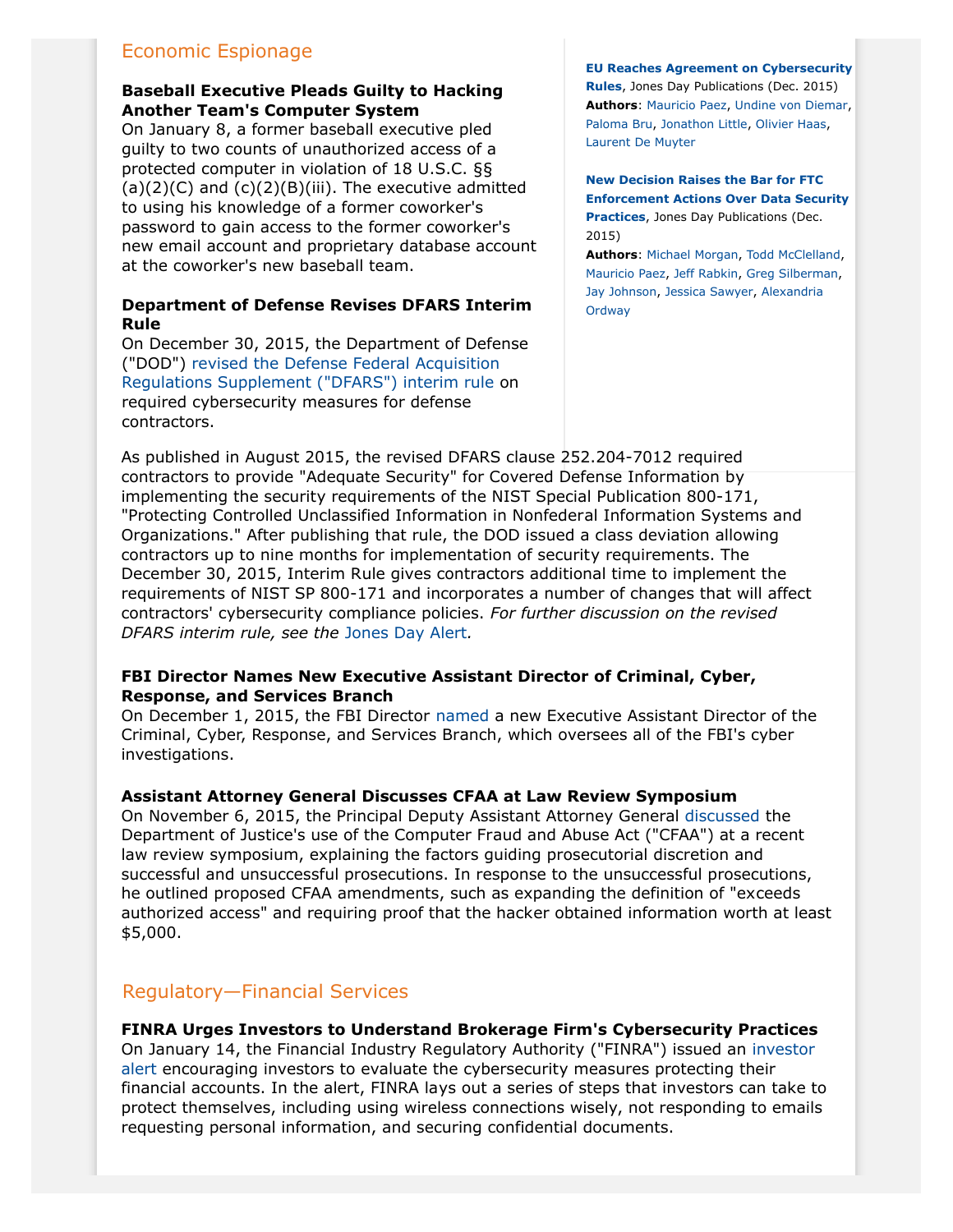## Economic Espionage

**Baseball Executive Pleads Guilty to Hacking Another Team's Computer System**

On January 8, a former baseball executive pled guilty to two counts of unauthorized access of a protected computer in violation of 18 U.S.C. §§ (a)(2)(C) and (c)(2)(B)(iii). The executive admitted to using his knowledge of a former coworker's password to gain access to the former coworker's new email account and proprietary database account at the coworker's new baseball team.

**Department of Defense Revises DFARS Interim Rule**

On December 30, 2015, the Department of Defense ("DOD") revised the Defense Federal Acquisition Regulations Supplement ("DFARS") interim rule on required cybersecurity measures for defense contractors.

As published in August 2015, the revised DFARS clause 252.204-7012 required contractors to provide "Adequate Security" for Covered Defense Information by implementing the security requirements of the NIST Special Publication 800-171, "Protecting Controlled Unclassified Information in Nonfederal Information Systems and Organizations." After publishing that rule, the DOD issued a class deviation allowing contractors up to nine months for implementation of security requirements. The December 30, 2015, Interim Rule gives contractors additional time to implement the requirements of NIST SP 800-171 and incorporates a number of changes that will affect contractors' cybersecurity compliance policies. *For further discussion on the revised DFARS interim rule, see the Jones Day Alert.*

**FBI Director Names New Executive Assistant Director of Criminal, Cyber, Response, and Services Branch**

On December 1, 2015, the FBI Director named a new Executive Assistant Director of the Criminal, Cyber, Response, and Services Branch, which oversees all of the FBI's cyber investigations.

**Assistant Attorney General Discusses CFAA at Law Review Symposium**

On November 6, 2015, the Principal Deputy Assistant Attorney General discussed the Department of Justice's use of the Computer Fraud and Abuse Act ("CFAA") at a recent law review symposium, explaining the factors guiding prosecutorial discretion and successful and unsuccessful prosecutions. In response to the unsuccessful prosecutions, he outlined proposed CFAA amendments, such as expanding the definition of "exceeds authorized access" and requiring proof that the hacker obtained information worth at least $5,000.

**EU Reaches Agreement on Cybersecurity Rules**, Jones Day Publications (Dec. 2015)
**Authors**: Mauricio Paez, Undine von Diemar, Paloma Bru, Jonathon Little, Olivier Haas, Laurent De Muyter

**New Decision Raises the Bar for FTC Enforcement Actions Over Data Security Practices**, Jones Day Publications (Dec. 2015)
**Authors**: Michael Morgan, Todd McClelland, Mauricio Paez, Jeff Rabkin, Greg Silberman, Jay Johnson, Jessica Sawyer, Alexandria Ordway

## Regulatory—Financial Services

**FINRA Urges Investors to Understand Brokerage Firm's Cybersecurity Practices**

On January 14, the Financial Industry Regulatory Authority ("FINRA") issued an investor alert encouraging investors to evaluate the cybersecurity measures protecting their financial accounts. In the alert, FINRA lays out a series of steps that investors can take to protect themselves, including using wireless connections wisely, not responding to emails requesting personal information, and securing confidential documents.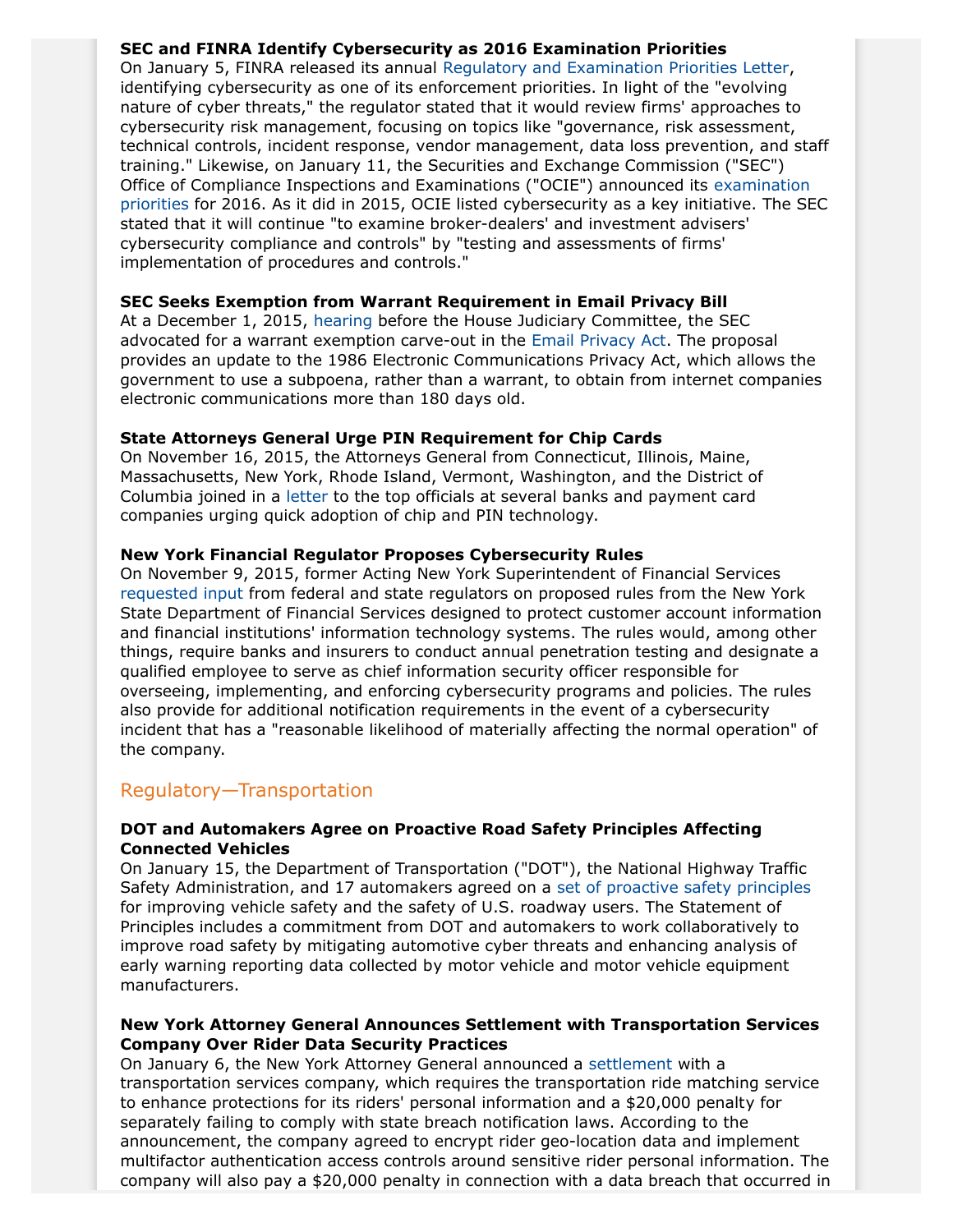**SEC and FINRA Identify Cybersecurity as 2016 Examination Priorities**
On January 5, FINRA released its annual Regulatory and Examination Priorities Letter, identifying cybersecurity as one of its enforcement priorities. In light of the "evolving nature of cyber threats," the regulator stated that it would review firms' approaches to cybersecurity risk management, focusing on topics like "governance, risk assessment, technical controls, incident response, vendor management, data loss prevention, and staff training." Likewise, on January 11, the Securities and Exchange Commission ("SEC") Office of Compliance Inspections and Examinations ("OCIE") announced its examination priorities for 2016. As it did in 2015, OCIE listed cybersecurity as a key initiative. The SEC stated that it will continue "to examine broker-dealers' and investment advisers' cybersecurity compliance and controls" by "testing and assessments of firms' implementation of procedures and controls."

**SEC Seeks Exemption from Warrant Requirement in Email Privacy Bill**
At a December 1, 2015, hearing before the House Judiciary Committee, the SEC advocated for a warrant exemption carve-out in the Email Privacy Act. The proposal provides an update to the 1986 Electronic Communications Privacy Act, which allows the government to use a subpoena, rather than a warrant, to obtain from internet companies electronic communications more than 180 days old.

**State Attorneys General Urge PIN Requirement for Chip Cards**
On November 16, 2015, the Attorneys General from Connecticut, Illinois, Maine, Massachusetts, New York, Rhode Island, Vermont, Washington, and the District of Columbia joined in a letter to the top officials at several banks and payment card companies urging quick adoption of chip and PIN technology.

**New York Financial Regulator Proposes Cybersecurity Rules**
On November 9, 2015, former Acting New York Superintendent of Financial Services requested input from federal and state regulators on proposed rules from the New York State Department of Financial Services designed to protect customer account information and financial institutions' information technology systems. The rules would, among other things, require banks and insurers to conduct annual penetration testing and designate a qualified employee to serve as chief information security officer responsible for overseeing, implementing, and enforcing cybersecurity programs and policies. The rules also provide for additional notification requirements in the event of a cybersecurity incident that has a "reasonable likelihood of materially affecting the normal operation" of the company.

## Regulatory—Transportation

**DOT and Automakers Agree on Proactive Road Safety Principles Affecting Connected Vehicles**
On January 15, the Department of Transportation ("DOT"), the National Highway Traffic Safety Administration, and 17 automakers agreed on a set of proactive safety principles for improving vehicle safety and the safety of U.S. roadway users. The Statement of Principles includes a commitment from DOT and automakers to work collaboratively to improve road safety by mitigating automotive cyber threats and enhancing analysis of early warning reporting data collected by motor vehicle and motor vehicle equipment manufacturers.

**New York Attorney General Announces Settlement with Transportation Services Company Over Rider Data Security Practices**
On January 6, the New York Attorney General announced a settlement with a transportation services company, which requires the transportation ride matching service to enhance protections for its riders' personal information and a $20,000 penalty for separately failing to comply with state breach notification laws. According to the announcement, the company agreed to encrypt rider geo-location data and implement multifactor authentication access controls around sensitive rider personal information. The company will also pay a $20,000 penalty in connection with a data breach that occurred in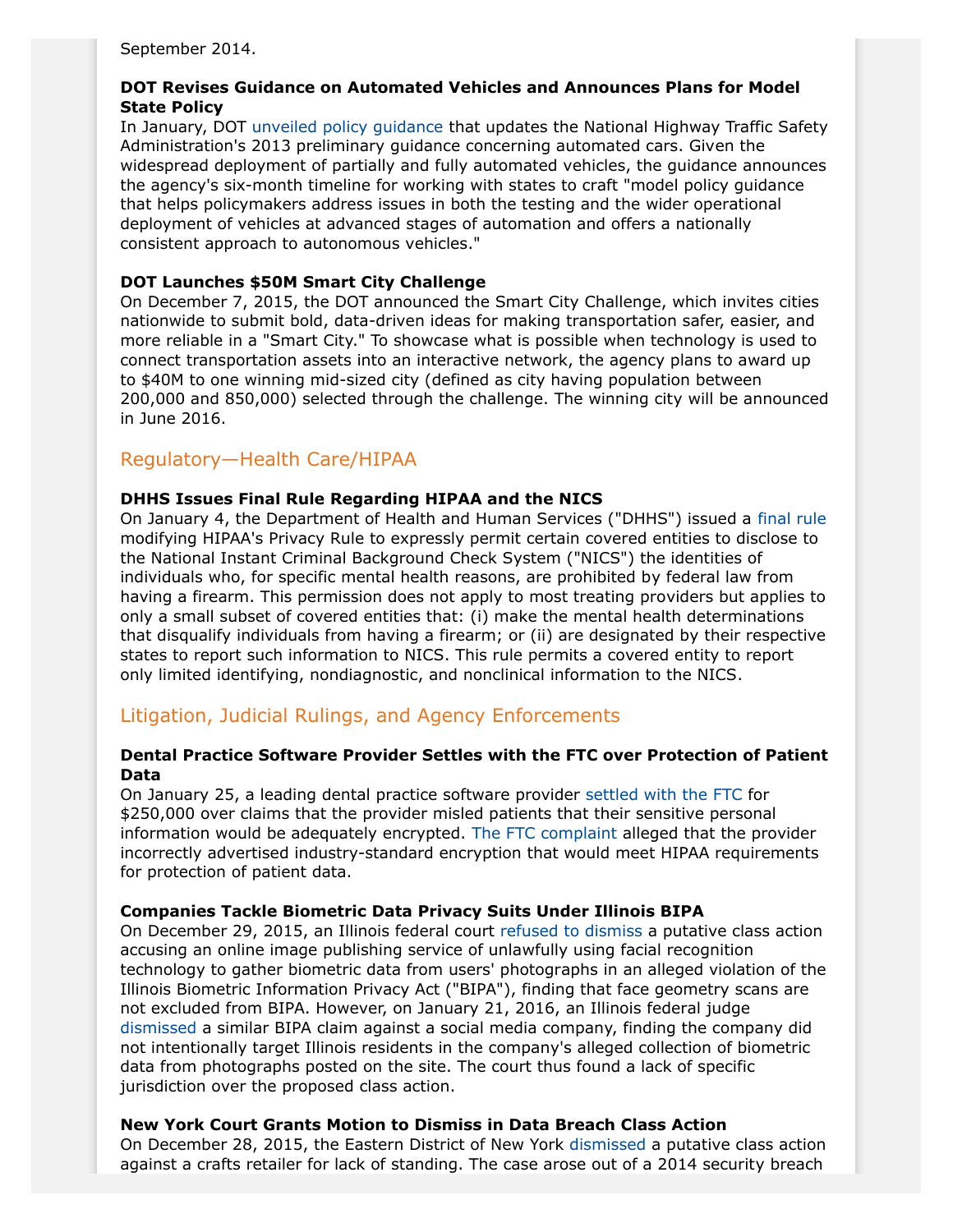September 2014.

**DOT Revises Guidance on Automated Vehicles and Announces Plans for Model State Policy**

In January, DOT unveiled policy guidance that updates the National Highway Traffic Safety Administration's 2013 preliminary guidance concerning automated cars. Given the widespread deployment of partially and fully automated vehicles, the guidance announces the agency's six-month timeline for working with states to craft "model policy guidance that helps policymakers address issues in both the testing and the wider operational deployment of vehicles at advanced stages of automation and offers a nationally consistent approach to autonomous vehicles."

**DOT Launches $50M Smart City Challenge**

On December 7, 2015, the DOT announced the Smart City Challenge, which invites cities nationwide to submit bold, data-driven ideas for making transportation safer, easier, and more reliable in a "Smart City." To showcase what is possible when technology is used to connect transportation assets into an interactive network, the agency plans to award up to $40M to one winning mid-sized city (defined as city having population between 200,000 and 850,000) selected through the challenge. The winning city will be announced in June 2016.

## Regulatory—Health Care/HIPAA

**DHHS Issues Final Rule Regarding HIPAA and the NICS**

On January 4, the Department of Health and Human Services ("DHHS") issued a final rule modifying HIPAA's Privacy Rule to expressly permit certain covered entities to disclose to the National Instant Criminal Background Check System ("NICS") the identities of individuals who, for specific mental health reasons, are prohibited by federal law from having a firearm. This permission does not apply to most treating providers but applies to only a small subset of covered entities that: (i) make the mental health determinations that disqualify individuals from having a firearm; or (ii) are designated by their respective states to report such information to NICS. This rule permits a covered entity to report only limited identifying, nondiagnostic, and nonclinical information to the NICS.

## Litigation, Judicial Rulings, and Agency Enforcements

**Dental Practice Software Provider Settles with the FTC over Protection of Patient Data**

On January 25, a leading dental practice software provider settled with the FTC for $250,000 over claims that the provider misled patients that their sensitive personal information would be adequately encrypted. The FTC complaint alleged that the provider incorrectly advertised industry-standard encryption that would meet HIPAA requirements for protection of patient data.

**Companies Tackle Biometric Data Privacy Suits Under Illinois BIPA**

On December 29, 2015, an Illinois federal court refused to dismiss a putative class action accusing an online image publishing service of unlawfully using facial recognition technology to gather biometric data from users' photographs in an alleged violation of the Illinois Biometric Information Privacy Act ("BIPA"), finding that face geometry scans are not excluded from BIPA. However, on January 21, 2016, an Illinois federal judge dismissed a similar BIPA claim against a social media company, finding the company did not intentionally target Illinois residents in the company's alleged collection of biometric data from photographs posted on the site. The court thus found a lack of specific jurisdiction over the proposed class action.

**New York Court Grants Motion to Dismiss in Data Breach Class Action**

On December 28, 2015, the Eastern District of New York dismissed a putative class action against a crafts retailer for lack of standing. The case arose out of a 2014 security breach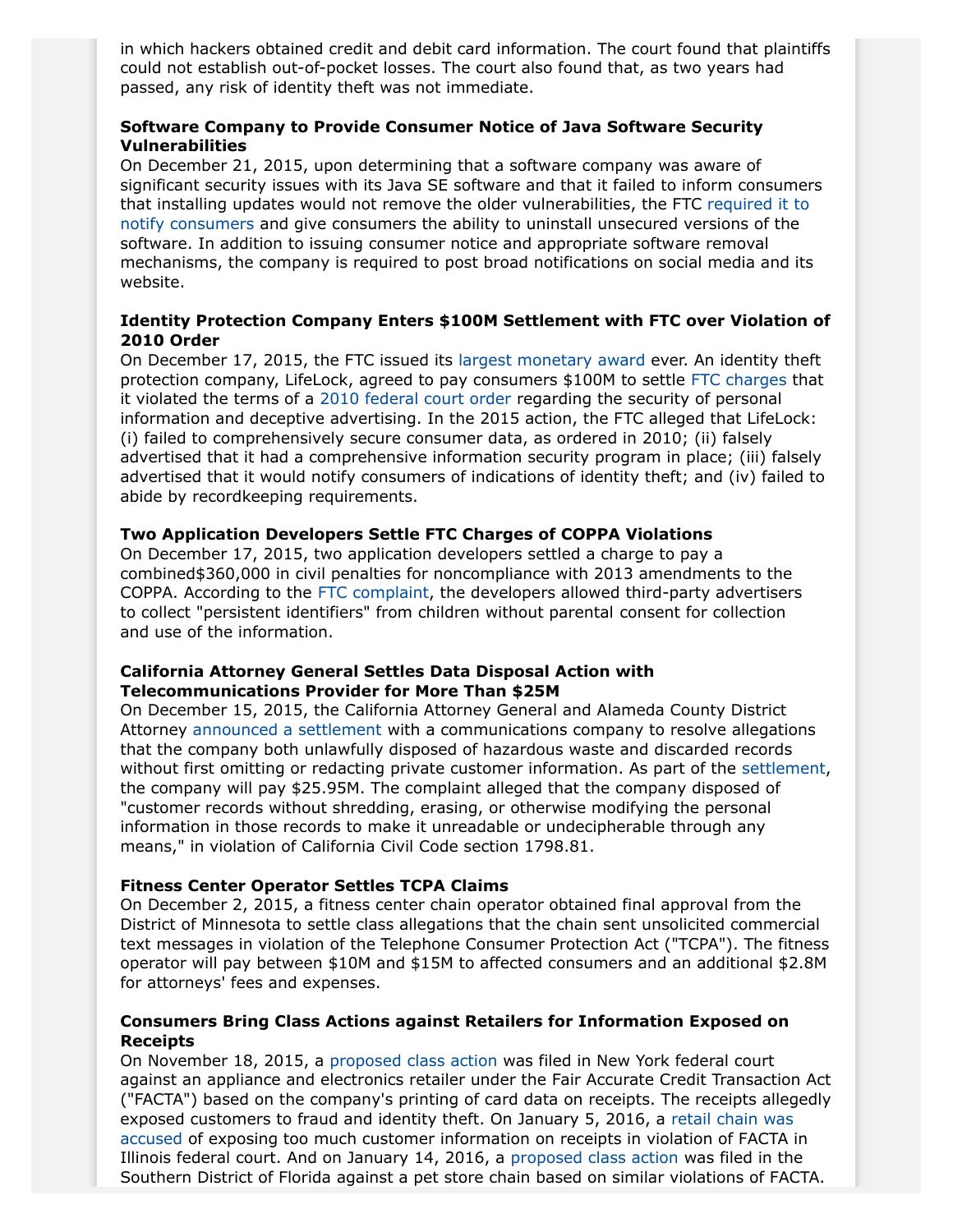in which hackers obtained credit and debit card information. The court found that plaintiffs could not establish out-of-pocket losses. The court also found that, as two years had passed, any risk of identity theft was not immediate.

**Software Company to Provide Consumer Notice of Java Software Security Vulnerabilities**

On December 21, 2015, upon determining that a software company was aware of significant security issues with its Java SE software and that it failed to inform consumers that installing updates would not remove the older vulnerabilities, the FTC required it to notify consumers and give consumers the ability to uninstall unsecured versions of the software. In addition to issuing consumer notice and appropriate software removal mechanisms, the company is required to post broad notifications on social media and its website.

**Identity Protection Company Enters $100M Settlement with FTC over Violation of 2010 Order**

On December 17, 2015, the FTC issued its largest monetary award ever. An identity theft protection company, LifeLock, agreed to pay consumers $100M to settle FTC charges that it violated the terms of a 2010 federal court order regarding the security of personal information and deceptive advertising. In the 2015 action, the FTC alleged that LifeLock: (i) failed to comprehensively secure consumer data, as ordered in 2010; (ii) falsely advertised that it had a comprehensive information security program in place; (iii) falsely advertised that it would notify consumers of indications of identity theft; and (iv) failed to abide by recordkeeping requirements.

**Two Application Developers Settle FTC Charges of COPPA Violations**

On December 17, 2015, two application developers settled a charge to pay a combined$360,000 in civil penalties for noncompliance with 2013 amendments to the COPPA. According to the FTC complaint, the developers allowed third-party advertisers to collect "persistent identifiers" from children without parental consent for collection and use of the information.

**California Attorney General Settles Data Disposal Action with Telecommunications Provider for More Than $25M**

On December 15, 2015, the California Attorney General and Alameda County District Attorney announced a settlement with a communications company to resolve allegations that the company both unlawfully disposed of hazardous waste and discarded records without first omitting or redacting private customer information. As part of the settlement, the company will pay $25.95M. The complaint alleged that the company disposed of "customer records without shredding, erasing, or otherwise modifying the personal information in those records to make it unreadable or undecipherable through any means," in violation of California Civil Code section 1798.81.

**Fitness Center Operator Settles TCPA Claims**

On December 2, 2015, a fitness center chain operator obtained final approval from the District of Minnesota to settle class allegations that the chain sent unsolicited commercial text messages in violation of the Telephone Consumer Protection Act ("TCPA"). The fitness operator will pay between $10M and $15M to affected consumers and an additional $2.8M for attorneys' fees and expenses.

**Consumers Bring Class Actions against Retailers for Information Exposed on Receipts**

On November 18, 2015, a proposed class action was filed in New York federal court against an appliance and electronics retailer under the Fair Accurate Credit Transaction Act ("FACTA") based on the company's printing of card data on receipts. The receipts allegedly exposed customers to fraud and identity theft. On January 5, 2016, a retail chain was accused of exposing too much customer information on receipts in violation of FACTA in Illinois federal court. And on January 14, 2016, a proposed class action was filed in the Southern District of Florida against a pet store chain based on similar violations of FACTA.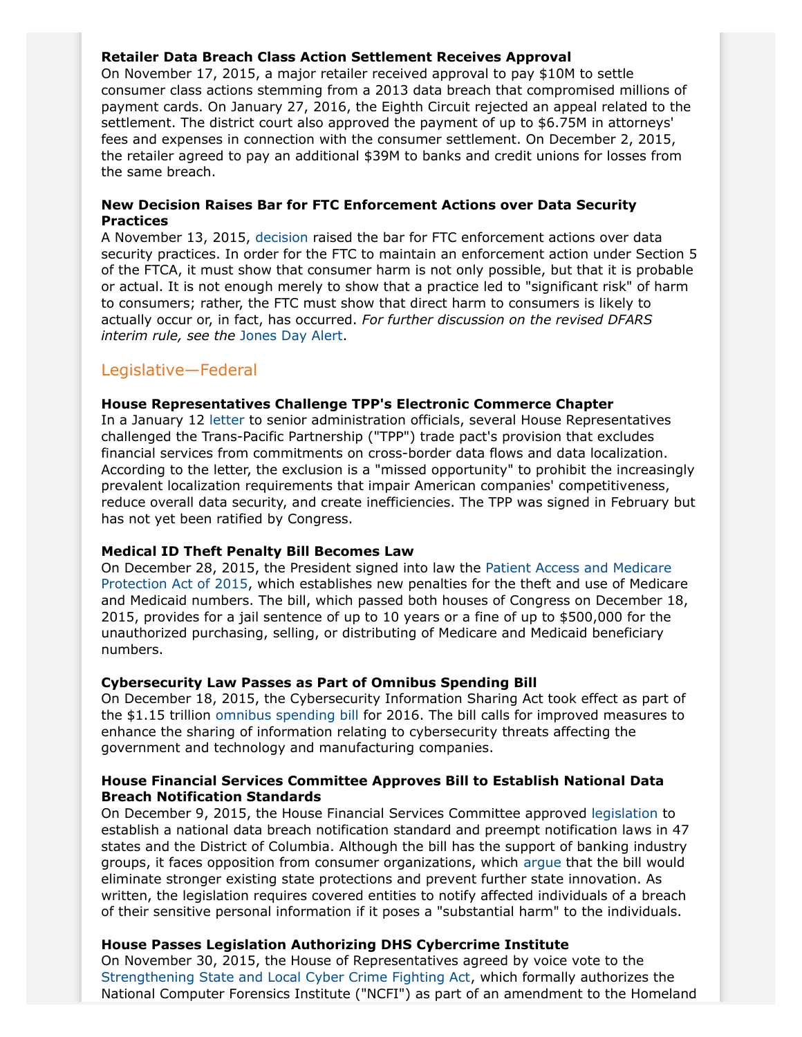**Retailer Data Breach Class Action Settlement Receives Approval**
On November 17, 2015, a major retailer received approval to pay $10M to settle consumer class actions stemming from a 2013 data breach that compromised millions of payment cards. On January 27, 2016, the Eighth Circuit rejected an appeal related to the settlement. The district court also approved the payment of up to $6.75M in attorneys' fees and expenses in connection with the consumer settlement. On December 2, 2015, the retailer agreed to pay an additional $39M to banks and credit unions for losses from the same breach.

**New Decision Raises Bar for FTC Enforcement Actions over Data Security Practices**
A November 13, 2015, decision raised the bar for FTC enforcement actions over data security practices. In order for the FTC to maintain an enforcement action under Section 5 of the FTCA, it must show that consumer harm is not only possible, but that it is probable or actual. It is not enough merely to show that a practice led to "significant risk" of harm to consumers; rather, the FTC must show that direct harm to consumers is likely to actually occur or, in fact, has occurred. *For further discussion on the revised DFARS interim rule, see the* Jones Day Alert.

## Legislative—Federal

**House Representatives Challenge TPP's Electronic Commerce Chapter**
In a January 12 letter to senior administration officials, several House Representatives challenged the Trans-Pacific Partnership ("TPP") trade pact's provision that excludes financial services from commitments on cross-border data flows and data localization. According to the letter, the exclusion is a "missed opportunity" to prohibit the increasingly prevalent localization requirements that impair American companies' competitiveness, reduce overall data security, and create inefficiencies. The TPP was signed in February but has not yet been ratified by Congress.

**Medical ID Theft Penalty Bill Becomes Law**
On December 28, 2015, the President signed into law the Patient Access and Medicare Protection Act of 2015, which establishes new penalties for the theft and use of Medicare and Medicaid numbers. The bill, which passed both houses of Congress on December 18, 2015, provides for a jail sentence of up to 10 years or a fine of up to $500,000 for the unauthorized purchasing, selling, or distributing of Medicare and Medicaid beneficiary numbers.

**Cybersecurity Law Passes as Part of Omnibus Spending Bill**
On December 18, 2015, the Cybersecurity Information Sharing Act took effect as part of the $1.15 trillion omnibus spending bill for 2016. The bill calls for improved measures to enhance the sharing of information relating to cybersecurity threats affecting the government and technology and manufacturing companies.

**House Financial Services Committee Approves Bill to Establish National Data Breach Notification Standards**
On December 9, 2015, the House Financial Services Committee approved legislation to establish a national data breach notification standard and preempt notification laws in 47 states and the District of Columbia. Although the bill has the support of banking industry groups, it faces opposition from consumer organizations, which argue that the bill would eliminate stronger existing state protections and prevent further state innovation. As written, the legislation requires covered entities to notify affected individuals of a breach of their sensitive personal information if it poses a "substantial harm" to the individuals.

**House Passes Legislation Authorizing DHS Cybercrime Institute**
On November 30, 2015, the House of Representatives agreed by voice vote to the Strengthening State and Local Cyber Crime Fighting Act, which formally authorizes the National Computer Forensics Institute ("NCFI") as part of an amendment to the Homeland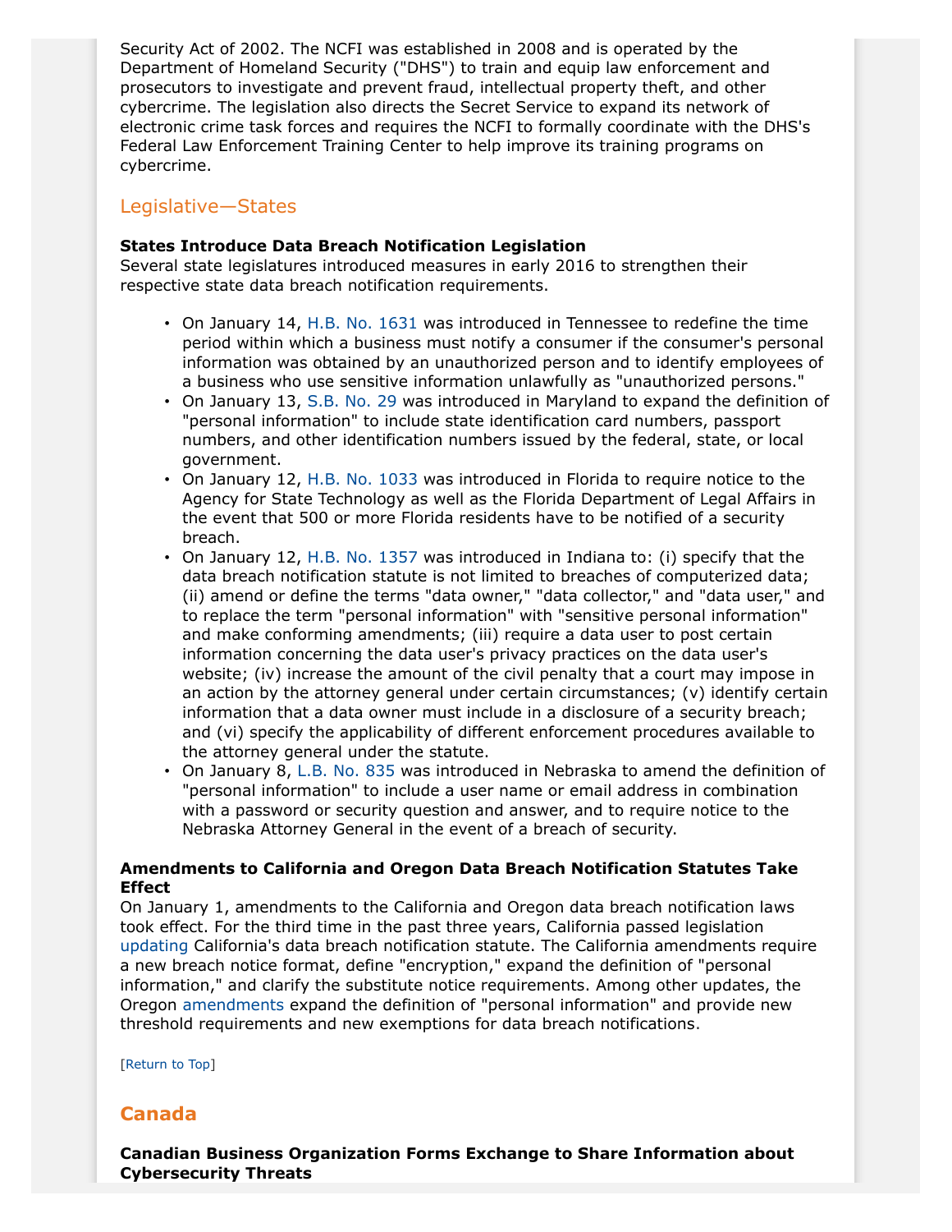Security Act of 2002. The NCFI was established in 2008 and is operated by the Department of Homeland Security ("DHS") to train and equip law enforcement and prosecutors to investigate and prevent fraud, intellectual property theft, and other cybercrime. The legislation also directs the Secret Service to expand its network of electronic crime task forces and requires the NCFI to formally coordinate with the DHS's Federal Law Enforcement Training Center to help improve its training programs on cybercrime.

## Legislative—States

**States Introduce Data Breach Notification Legislation**
Several state legislatures introduced measures in early 2016 to strengthen their respective state data breach notification requirements.

- On January 14, H.B. No. 1631 was introduced in Tennessee to redefine the time period within which a business must notify a consumer if the consumer's personal information was obtained by an unauthorized person and to identify employees of a business who use sensitive information unlawfully as "unauthorized persons."
- On January 13, S.B. No. 29 was introduced in Maryland to expand the definition of "personal information" to include state identification card numbers, passport numbers, and other identification numbers issued by the federal, state, or local government.
- On January 12, H.B. No. 1033 was introduced in Florida to require notice to the Agency for State Technology as well as the Florida Department of Legal Affairs in the event that 500 or more Florida residents have to be notified of a security breach.
- On January 12, H.B. No. 1357 was introduced in Indiana to: (i) specify that the data breach notification statute is not limited to breaches of computerized data; (ii) amend or define the terms "data owner," "data collector," and "data user," and to replace the term "personal information" with "sensitive personal information" and make conforming amendments; (iii) require a data user to post certain information concerning the data user's privacy practices on the data user's website; (iv) increase the amount of the civil penalty that a court may impose in an action by the attorney general under certain circumstances; (v) identify certain information that a data owner must include in a disclosure of a security breach; and (vi) specify the applicability of different enforcement procedures available to the attorney general under the statute.
- On January 8, L.B. No. 835 was introduced in Nebraska to amend the definition of "personal information" to include a user name or email address in combination with a password or security question and answer, and to require notice to the Nebraska Attorney General in the event of a breach of security.

**Amendments to California and Oregon Data Breach Notification Statutes Take Effect**
On January 1, amendments to the California and Oregon data breach notification laws took effect. For the third time in the past three years, California passed legislation updating California's data breach notification statute. The California amendments require a new breach notice format, define "encryption," expand the definition of "personal information," and clarify the substitute notice requirements. Among other updates, the Oregon amendments expand the definition of "personal information" and provide new threshold requirements and new exemptions for data breach notifications.

[Return to Top]

## Canada

**Canadian Business Organization Forms Exchange to Share Information about Cybersecurity Threats**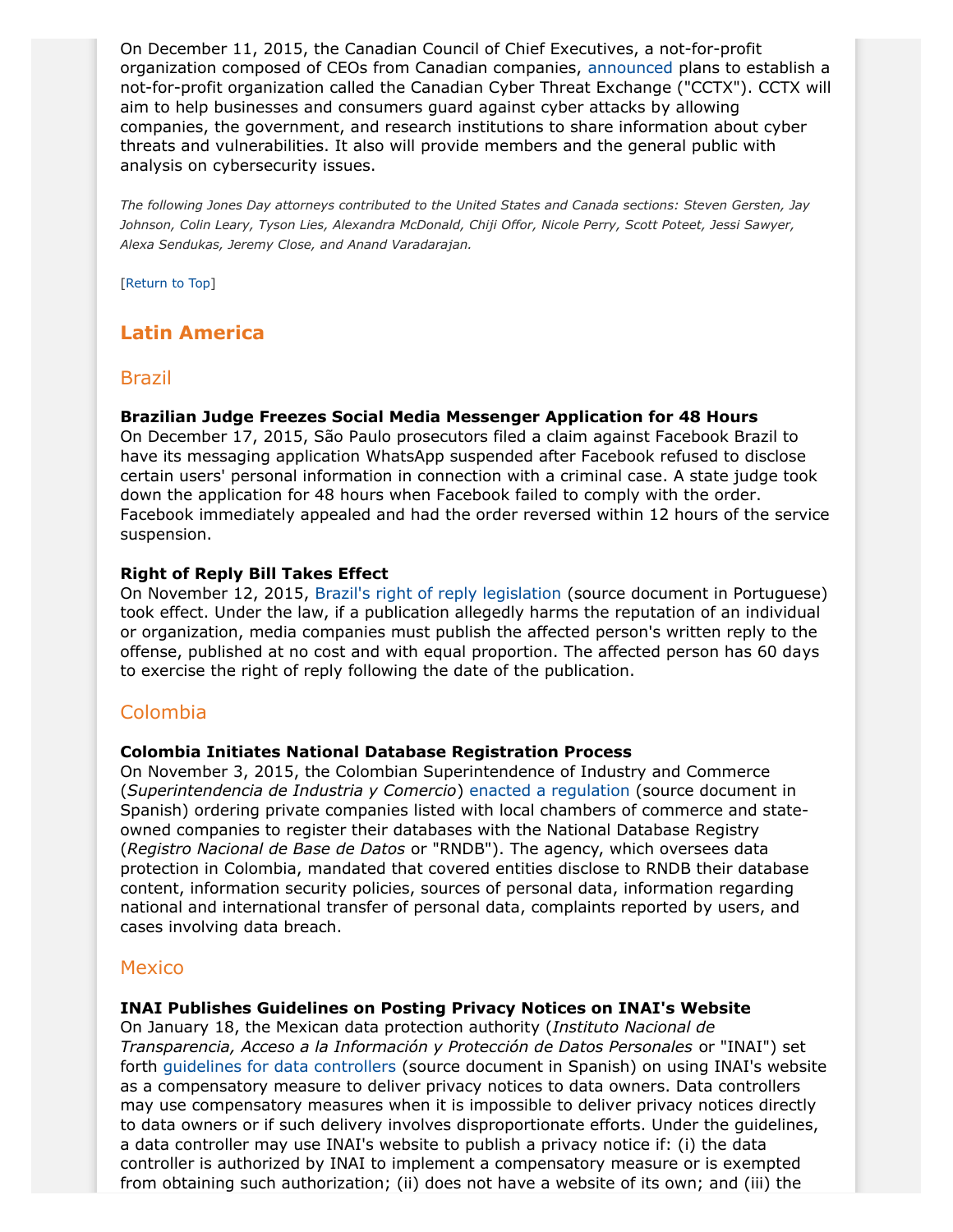On December 11, 2015, the Canadian Council of Chief Executives, a not-for-profit organization composed of CEOs from Canadian companies, announced plans to establish a not-for-profit organization called the Canadian Cyber Threat Exchange ("CCTX"). CCTX will aim to help businesses and consumers guard against cyber attacks by allowing companies, the government, and research institutions to share information about cyber threats and vulnerabilities. It also will provide members and the general public with analysis on cybersecurity issues.

*The following Jones Day attorneys contributed to the United States and Canada sections: Steven Gersten, Jay Johnson, Colin Leary, Tyson Lies, Alexandra McDonald, Chiji Offor, Nicole Perry, Scott Poteet, Jessi Sawyer, Alexa Sendukas, Jeremy Close, and Anand Varadarajan.*

[Return to Top]

## Latin America

### Brazil

**Brazilian Judge Freezes Social Media Messenger Application for 48 Hours**
On December 17, 2015, São Paulo prosecutors filed a claim against Facebook Brazil to have its messaging application WhatsApp suspended after Facebook refused to disclose certain users' personal information in connection with a criminal case. A state judge took down the application for 48 hours when Facebook failed to comply with the order. Facebook immediately appealed and had the order reversed within 12 hours of the service suspension.

**Right of Reply Bill Takes Effect**
On November 12, 2015, Brazil's right of reply legislation (source document in Portuguese) took effect. Under the law, if a publication allegedly harms the reputation of an individual or organization, media companies must publish the affected person's written reply to the offense, published at no cost and with equal proportion. The affected person has 60 days to exercise the right of reply following the date of the publication.

### Colombia

**Colombia Initiates National Database Registration Process**
On November 3, 2015, the Colombian Superintendence of Industry and Commerce (*Superintendencia de Industria y Comercio*) enacted a regulation (source document in Spanish) ordering private companies listed with local chambers of commerce and state-owned companies to register their databases with the National Database Registry (*Registro Nacional de Base de Datos* or "RNDB"). The agency, which oversees data protection in Colombia, mandated that covered entities disclose to RNDB their database content, information security policies, sources of personal data, information regarding national and international transfer of personal data, complaints reported by users, and cases involving data breach.

### Mexico

**INAI Publishes Guidelines on Posting Privacy Notices on INAI's Website**
On January 18, the Mexican data protection authority (*Instituto Nacional de Transparencia, Acceso a la Información y Protección de Datos Personales* or "INAI") set forth guidelines for data controllers (source document in Spanish) on using INAI's website as a compensatory measure to deliver privacy notices to data owners. Data controllers may use compensatory measures when it is impossible to deliver privacy notices directly to data owners or if such delivery involves disproportionate efforts. Under the guidelines, a data controller may use INAI's website to publish a privacy notice if: (i) the data controller is authorized by INAI to implement a compensatory measure or is exempted from obtaining such authorization; (ii) does not have a website of its own; and (iii) the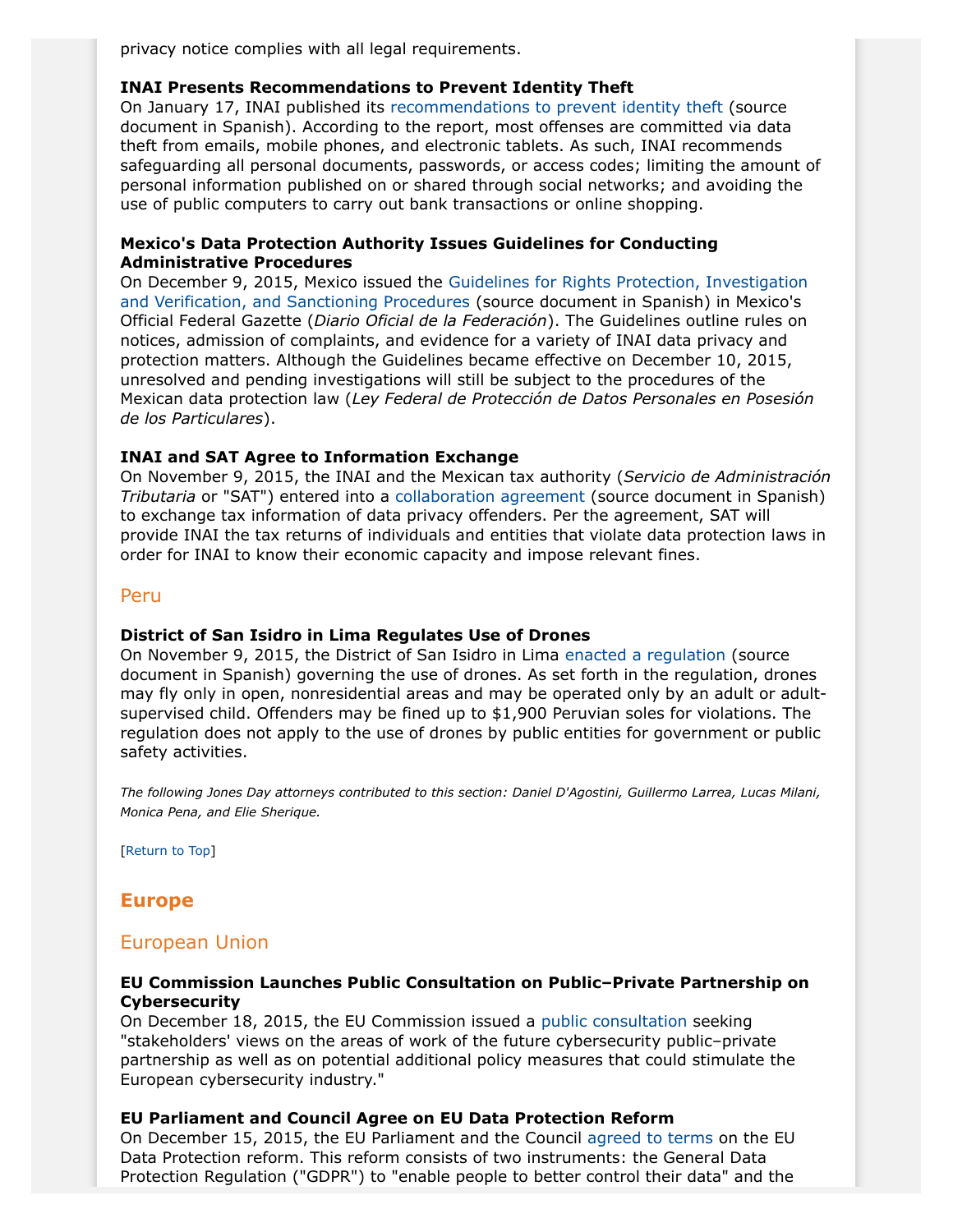privacy notice complies with all legal requirements.

**INAI Presents Recommendations to Prevent Identity Theft**
On January 17, INAI published its recommendations to prevent identity theft (source document in Spanish). According to the report, most offenses are committed via data theft from emails, mobile phones, and electronic tablets. As such, INAI recommends safeguarding all personal documents, passwords, or access codes; limiting the amount of personal information published on or shared through social networks; and avoiding the use of public computers to carry out bank transactions or online shopping.

**Mexico's Data Protection Authority Issues Guidelines for Conducting Administrative Procedures**
On December 9, 2015, Mexico issued the Guidelines for Rights Protection, Investigation and Verification, and Sanctioning Procedures (source document in Spanish) in Mexico's Official Federal Gazette (*Diario Oficial de la Federación*). The Guidelines outline rules on notices, admission of complaints, and evidence for a variety of INAI data privacy and protection matters. Although the Guidelines became effective on December 10, 2015, unresolved and pending investigations will still be subject to the procedures of the Mexican data protection law (*Ley Federal de Protección de Datos Personales en Posesión de los Particulares*).

**INAI and SAT Agree to Information Exchange**
On November 9, 2015, the INAI and the Mexican tax authority (*Servicio de Administración Tributaria* or "SAT") entered into a collaboration agreement (source document in Spanish) to exchange tax information of data privacy offenders. Per the agreement, SAT will provide INAI the tax returns of individuals and entities that violate data protection laws in order for INAI to know their economic capacity and impose relevant fines.

### Peru

**District of San Isidro in Lima Regulates Use of Drones**
On November 9, 2015, the District of San Isidro in Lima enacted a regulation (source document in Spanish) governing the use of drones. As set forth in the regulation, drones may fly only in open, nonresidential areas and may be operated only by an adult or adult-supervised child. Offenders may be fined up to $1,900 Peruvian soles for violations. The regulation does not apply to the use of drones by public entities for government or public safety activities.

*The following Jones Day attorneys contributed to this section: Daniel D'Agostini, Guillermo Larrea, Lucas Milani, Monica Pena, and Elie Sherique.*

[Return to Top]

## Europe

### European Union

**EU Commission Launches Public Consultation on Public–Private Partnership on Cybersecurity**
On December 18, 2015, the EU Commission issued a public consultation seeking "stakeholders' views on the areas of work of the future cybersecurity public–private partnership as well as on potential additional policy measures that could stimulate the European cybersecurity industry."

**EU Parliament and Council Agree on EU Data Protection Reform**
On December 15, 2015, the EU Parliament and the Council agreed to terms on the EU Data Protection reform. This reform consists of two instruments: the General Data Protection Regulation ("GDPR") to "enable people to better control their data" and the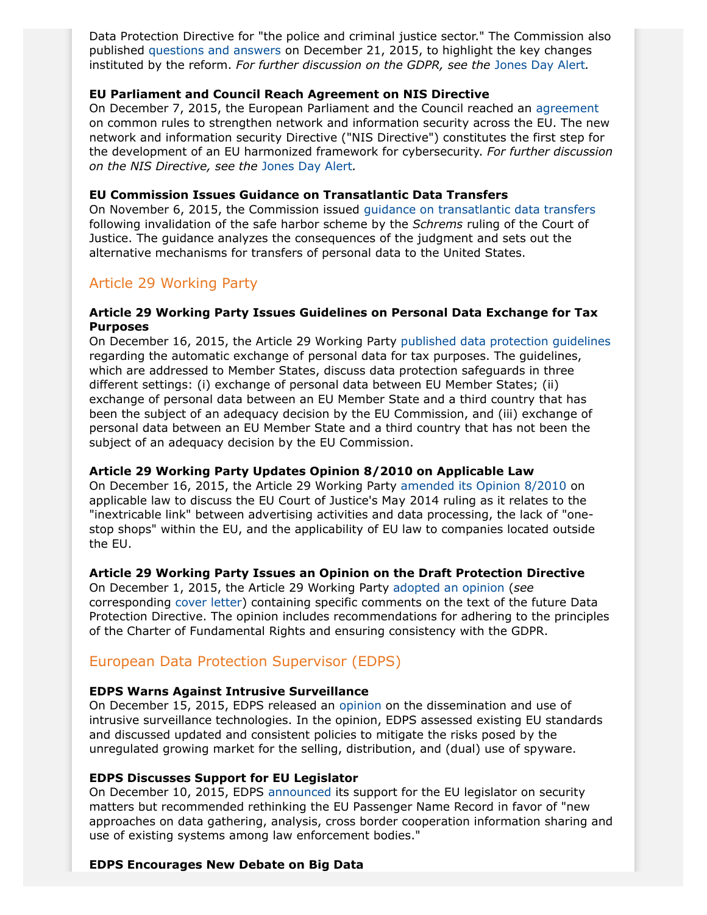Data Protection Directive for "the police and criminal justice sector." The Commission also published questions and answers on December 21, 2015, to highlight the key changes instituted by the reform. *For further discussion on the GDPR, see the* Jones Day Alert*.*

**EU Parliament and Council Reach Agreement on NIS Directive**
On December 7, 2015, the European Parliament and the Council reached an agreement on common rules to strengthen network and information security across the EU. The new network and information security Directive ("NIS Directive") constitutes the first step for the development of an EU harmonized framework for cybersecurity. *For further discussion on the NIS Directive, see the* Jones Day Alert*.*

**EU Commission Issues Guidance on Transatlantic Data Transfers**
On November 6, 2015, the Commission issued guidance on transatlantic data transfers following invalidation of the safe harbor scheme by the *Schrems* ruling of the Court of Justice. The guidance analyzes the consequences of the judgment and sets out the alternative mechanisms for transfers of personal data to the United States.

## Article 29 Working Party

**Article 29 Working Party Issues Guidelines on Personal Data Exchange for Tax Purposes**
On December 16, 2015, the Article 29 Working Party published data protection guidelines regarding the automatic exchange of personal data for tax purposes. The guidelines, which are addressed to Member States, discuss data protection safeguards in three different settings: (i) exchange of personal data between EU Member States; (ii) exchange of personal data between an EU Member State and a third country that has been the subject of an adequacy decision by the EU Commission, and (iii) exchange of personal data between an EU Member State and a third country that has not been the subject of an adequacy decision by the EU Commission.

**Article 29 Working Party Updates Opinion 8/2010 on Applicable Law**
On December 16, 2015, the Article 29 Working Party amended its Opinion 8/2010 on applicable law to discuss the EU Court of Justice's May 2014 ruling as it relates to the "inextricable link" between advertising activities and data processing, the lack of "one-stop shops" within the EU, and the applicability of EU law to companies located outside the EU.

**Article 29 Working Party Issues an Opinion on the Draft Protection Directive**
On December 1, 2015, the Article 29 Working Party adopted an opinion (*see* corresponding cover letter) containing specific comments on the text of the future Data Protection Directive. The opinion includes recommendations for adhering to the principles of the Charter of Fundamental Rights and ensuring consistency with the GDPR.

## European Data Protection Supervisor (EDPS)

**EDPS Warns Against Intrusive Surveillance**
On December 15, 2015, EDPS released an opinion on the dissemination and use of intrusive surveillance technologies. In the opinion, EDPS assessed existing EU standards and discussed updated and consistent policies to mitigate the risks posed by the unregulated growing market for the selling, distribution, and (dual) use of spyware.

**EDPS Discusses Support for EU Legislator**
On December 10, 2015, EDPS announced its support for the EU legislator on security matters but recommended rethinking the EU Passenger Name Record in favor of "new approaches on data gathering, analysis, cross border cooperation information sharing and use of existing systems among law enforcement bodies."

**EDPS Encourages New Debate on Big Data**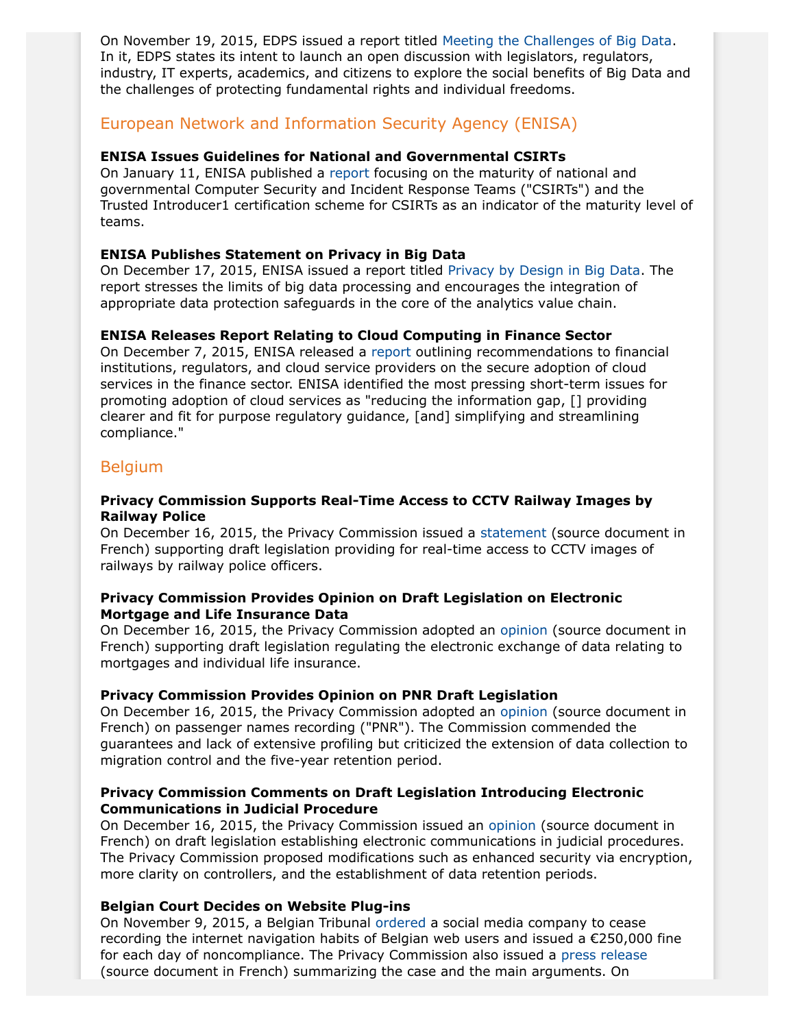On November 19, 2015, EDPS issued a report titled Meeting the Challenges of Big Data. In it, EDPS states its intent to launch an open discussion with legislators, regulators, industry, IT experts, academics, and citizens to explore the social benefits of Big Data and the challenges of protecting fundamental rights and individual freedoms.

## European Network and Information Security Agency (ENISA)

**ENISA Issues Guidelines for National and Governmental CSIRTs**
On January 11, ENISA published a report focusing on the maturity of national and governmental Computer Security and Incident Response Teams ("CSIRTs") and the Trusted Introducer1 certification scheme for CSIRTs as an indicator of the maturity level of teams.

**ENISA Publishes Statement on Privacy in Big Data**
On December 17, 2015, ENISA issued a report titled Privacy by Design in Big Data. The report stresses the limits of big data processing and encourages the integration of appropriate data protection safeguards in the core of the analytics value chain.

**ENISA Releases Report Relating to Cloud Computing in Finance Sector**
On December 7, 2015, ENISA released a report outlining recommendations to financial institutions, regulators, and cloud service providers on the secure adoption of cloud services in the finance sector. ENISA identified the most pressing short-term issues for promoting adoption of cloud services as "reducing the information gap, [] providing clearer and fit for purpose regulatory guidance, [and] simplifying and streamlining compliance."

## Belgium

**Privacy Commission Supports Real-Time Access to CCTV Railway Images by Railway Police**
On December 16, 2015, the Privacy Commission issued a statement (source document in French) supporting draft legislation providing for real-time access to CCTV images of railways by railway police officers.

**Privacy Commission Provides Opinion on Draft Legislation on Electronic Mortgage and Life Insurance Data**
On December 16, 2015, the Privacy Commission adopted an opinion (source document in French) supporting draft legislation regulating the electronic exchange of data relating to mortgages and individual life insurance.

**Privacy Commission Provides Opinion on PNR Draft Legislation**
On December 16, 2015, the Privacy Commission adopted an opinion (source document in French) on passenger names recording ("PNR"). The Commission commended the guarantees and lack of extensive profiling but criticized the extension of data collection to migration control and the five-year retention period.

**Privacy Commission Comments on Draft Legislation Introducing Electronic Communications in Judicial Procedure**
On December 16, 2015, the Privacy Commission issued an opinion (source document in French) on draft legislation establishing electronic communications in judicial procedures. The Privacy Commission proposed modifications such as enhanced security via encryption, more clarity on controllers, and the establishment of data retention periods.

**Belgian Court Decides on Website Plug-ins**
On November 9, 2015, a Belgian Tribunal ordered a social media company to cease recording the internet navigation habits of Belgian web users and issued a €250,000 fine for each day of noncompliance. The Privacy Commission also issued a press release (source document in French) summarizing the case and the main arguments. On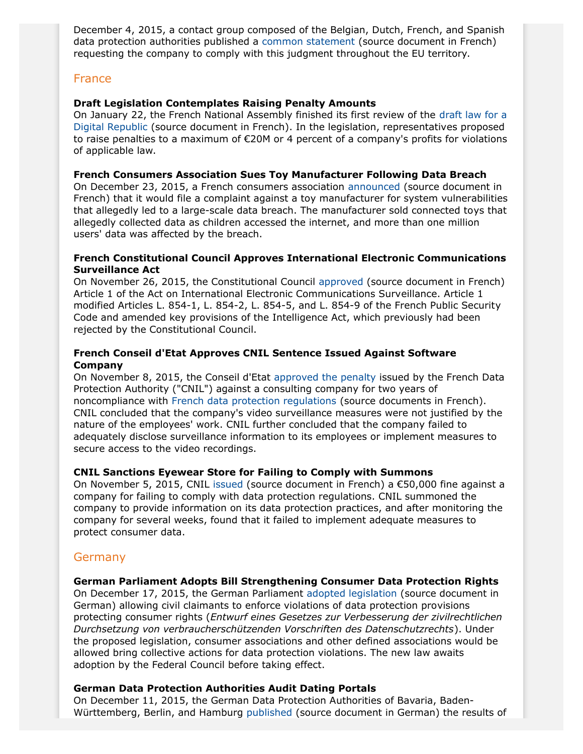December 4, 2015, a contact group composed of the Belgian, Dutch, French, and Spanish data protection authorities published a common statement (source document in French) requesting the company to comply with this judgment throughout the EU territory.

## France

**Draft Legislation Contemplates Raising Penalty Amounts**
On January 22, the French National Assembly finished its first review of the draft law for a Digital Republic (source document in French). In the legislation, representatives proposed to raise penalties to a maximum of €20M or 4 percent of a company's profits for violations of applicable law.

**French Consumers Association Sues Toy Manufacturer Following Data Breach**
On December 23, 2015, a French consumers association announced (source document in French) that it would file a complaint against a toy manufacturer for system vulnerabilities that allegedly led to a large-scale data breach. The manufacturer sold connected toys that allegedly collected data as children accessed the internet, and more than one million users' data was affected by the breach.

**French Constitutional Council Approves International Electronic Communications Surveillance Act**
On November 26, 2015, the Constitutional Council approved (source document in French) Article 1 of the Act on International Electronic Communications Surveillance. Article 1 modified Articles L. 854-1, L. 854-2, L. 854-5, and L. 854-9 of the French Public Security Code and amended key provisions of the Intelligence Act, which previously had been rejected by the Constitutional Council.

**French Conseil d'Etat Approves CNIL Sentence Issued Against Software Company**
On November 8, 2015, the Conseil d'Etat approved the penalty issued by the French Data Protection Authority ("CNIL") against a consulting company for two years of noncompliance with French data protection regulations (source documents in French). CNIL concluded that the company's video surveillance measures were not justified by the nature of the employees' work. CNIL further concluded that the company failed to adequately disclose surveillance information to its employees or implement measures to secure access to the video recordings.

**CNIL Sanctions Eyewear Store for Failing to Comply with Summons**
On November 5, 2015, CNIL issued (source document in French) a €50,000 fine against a company for failing to comply with data protection regulations. CNIL summoned the company to provide information on its data protection practices, and after monitoring the company for several weeks, found that it failed to implement adequate measures to protect consumer data.

## Germany

**German Parliament Adopts Bill Strengthening Consumer Data Protection Rights**
On December 17, 2015, the German Parliament adopted legislation (source document in German) allowing civil claimants to enforce violations of data protection provisions protecting consumer rights (*Entwurf eines Gesetzes zur Verbesserung der zivilrechtlichen Durchsetzung von verbraucherschützenden Vorschriften des Datenschutzrechts*). Under the proposed legislation, consumer associations and other defined associations would be allowed bring collective actions for data protection violations. The new law awaits adoption by the Federal Council before taking effect.

**German Data Protection Authorities Audit Dating Portals**
On December 11, 2015, the German Data Protection Authorities of Bavaria, Baden-Württemberg, Berlin, and Hamburg published (source document in German) the results of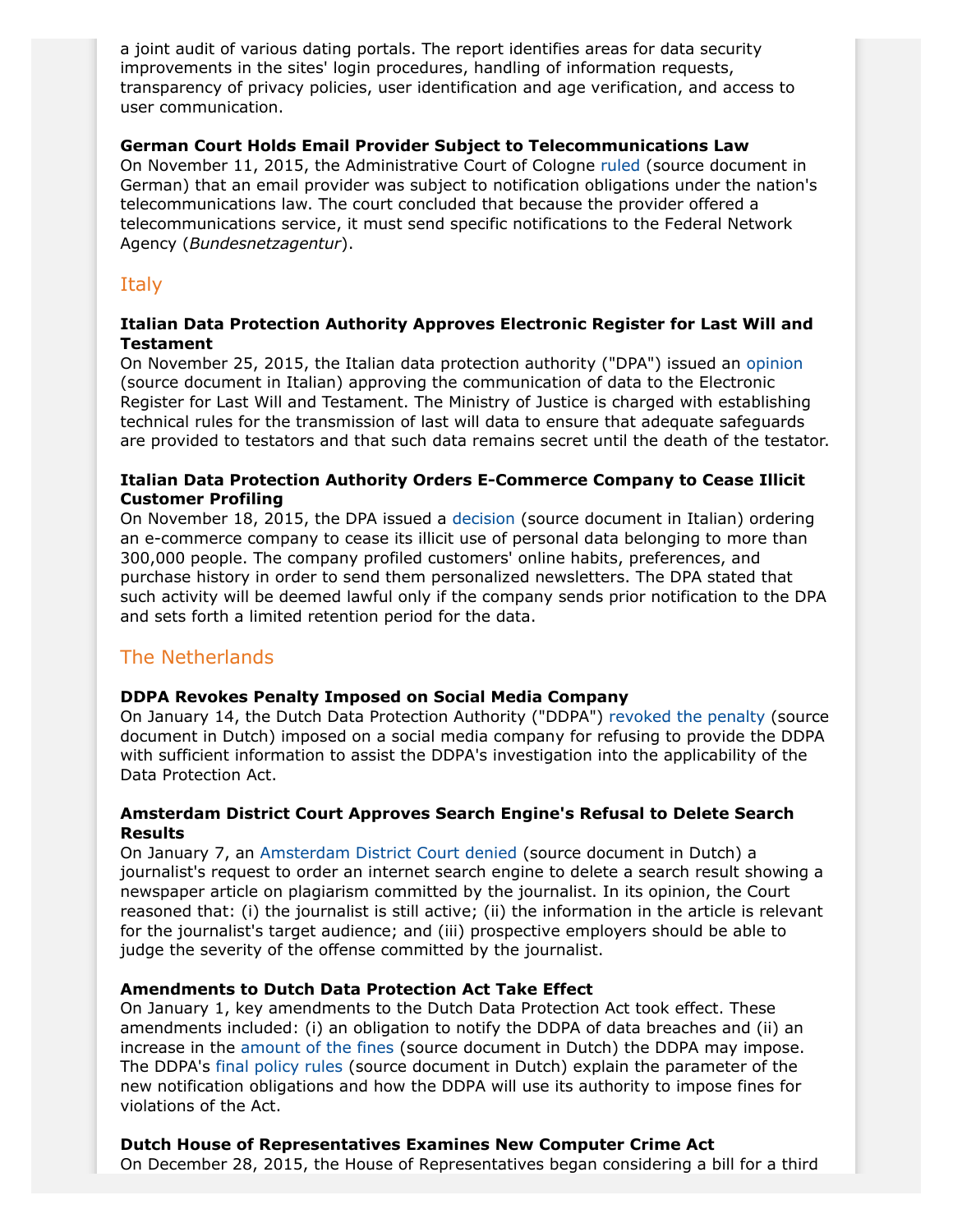a joint audit of various dating portals. The report identifies areas for data security improvements in the sites' login procedures, handling of information requests, transparency of privacy policies, user identification and age verification, and access to user communication.

**German Court Holds Email Provider Subject to Telecommunications Law**
On November 11, 2015, the Administrative Court of Cologne ruled (source document in German) that an email provider was subject to notification obligations under the nation's telecommunications law. The court concluded that because the provider offered a telecommunications service, it must send specific notifications to the Federal Network Agency (*Bundesnetzagentur*).

## Italy

**Italian Data Protection Authority Approves Electronic Register for Last Will and Testament**
On November 25, 2015, the Italian data protection authority ("DPA") issued an opinion (source document in Italian) approving the communication of data to the Electronic Register for Last Will and Testament. The Ministry of Justice is charged with establishing technical rules for the transmission of last will data to ensure that adequate safeguards are provided to testators and that such data remains secret until the death of the testator.

**Italian Data Protection Authority Orders E-Commerce Company to Cease Illicit Customer Profiling**
On November 18, 2015, the DPA issued a decision (source document in Italian) ordering an e-commerce company to cease its illicit use of personal data belonging to more than 300,000 people. The company profiled customers' online habits, preferences, and purchase history in order to send them personalized newsletters. The DPA stated that such activity will be deemed lawful only if the company sends prior notification to the DPA and sets forth a limited retention period for the data.

## The Netherlands

**DDPA Revokes Penalty Imposed on Social Media Company**
On January 14, the Dutch Data Protection Authority ("DDPA") revoked the penalty (source document in Dutch) imposed on a social media company for refusing to provide the DDPA with sufficient information to assist the DDPA's investigation into the applicability of the Data Protection Act.

**Amsterdam District Court Approves Search Engine's Refusal to Delete Search Results**
On January 7, an Amsterdam District Court denied (source document in Dutch) a journalist's request to order an internet search engine to delete a search result showing a newspaper article on plagiarism committed by the journalist. In its opinion, the Court reasoned that: (i) the journalist is still active; (ii) the information in the article is relevant for the journalist's target audience; and (iii) prospective employers should be able to judge the severity of the offense committed by the journalist.

**Amendments to Dutch Data Protection Act Take Effect**
On January 1, key amendments to the Dutch Data Protection Act took effect. These amendments included: (i) an obligation to notify the DDPA of data breaches and (ii) an increase in the amount of the fines (source document in Dutch) the DDPA may impose. The DDPA's final policy rules (source document in Dutch) explain the parameter of the new notification obligations and how the DDPA will use its authority to impose fines for violations of the Act.

**Dutch House of Representatives Examines New Computer Crime Act**
On December 28, 2015, the House of Representatives began considering a bill for a third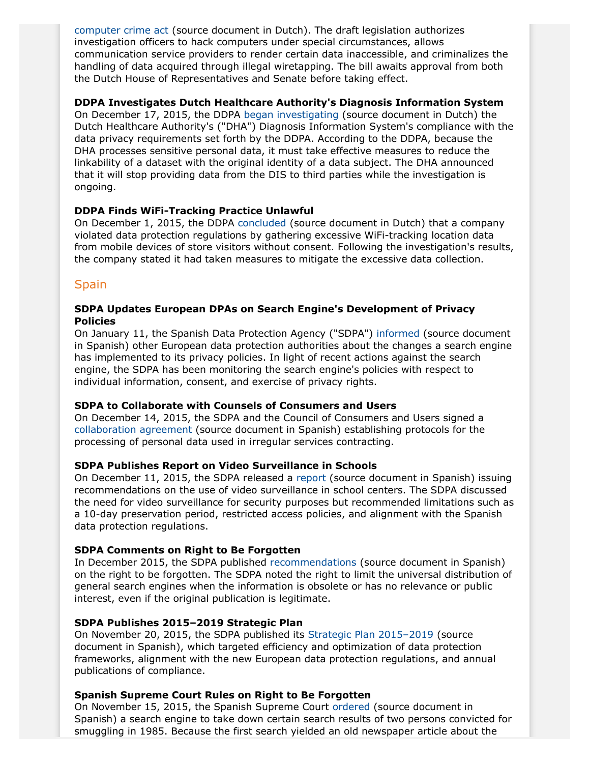computer crime act (source document in Dutch). The draft legislation authorizes investigation officers to hack computers under special circumstances, allows communication service providers to render certain data inaccessible, and criminalizes the handling of data acquired through illegal wiretapping. The bill awaits approval from both the Dutch House of Representatives and Senate before taking effect.

**DDPA Investigates Dutch Healthcare Authority's Diagnosis Information System**
On December 17, 2015, the DDPA began investigating (source document in Dutch) the Dutch Healthcare Authority's ("DHA") Diagnosis Information System's compliance with the data privacy requirements set forth by the DDPA. According to the DDPA, because the DHA processes sensitive personal data, it must take effective measures to reduce the linkability of a dataset with the original identity of a data subject. The DHA announced that it will stop providing data from the DIS to third parties while the investigation is ongoing.

**DDPA Finds WiFi-Tracking Practice Unlawful**
On December 1, 2015, the DDPA concluded (source document in Dutch) that a company violated data protection regulations by gathering excessive WiFi-tracking location data from mobile devices of store visitors without consent. Following the investigation's results, the company stated it had taken measures to mitigate the excessive data collection.

## Spain

**SDPA Updates European DPAs on Search Engine's Development of Privacy Policies**
On January 11, the Spanish Data Protection Agency ("SDPA") informed (source document in Spanish) other European data protection authorities about the changes a search engine has implemented to its privacy policies. In light of recent actions against the search engine, the SDPA has been monitoring the search engine's policies with respect to individual information, consent, and exercise of privacy rights.

**SDPA to Collaborate with Counsels of Consumers and Users**
On December 14, 2015, the SDPA and the Council of Consumers and Users signed a collaboration agreement (source document in Spanish) establishing protocols for the processing of personal data used in irregular services contracting.

**SDPA Publishes Report on Video Surveillance in Schools**
On December 11, 2015, the SDPA released a report (source document in Spanish) issuing recommendations on the use of video surveillance in school centers. The SDPA discussed the need for video surveillance for security purposes but recommended limitations such as a 10-day preservation period, restricted access policies, and alignment with the Spanish data protection regulations.

**SDPA Comments on Right to Be Forgotten**
In December 2015, the SDPA published recommendations (source document in Spanish) on the right to be forgotten. The SDPA noted the right to limit the universal distribution of general search engines when the information is obsolete or has no relevance or public interest, even if the original publication is legitimate.

**SDPA Publishes 2015–2019 Strategic Plan**
On November 20, 2015, the SDPA published its Strategic Plan 2015–2019 (source document in Spanish), which targeted efficiency and optimization of data protection frameworks, alignment with the new European data protection regulations, and annual publications of compliance.

**Spanish Supreme Court Rules on Right to Be Forgotten**
On November 15, 2015, the Spanish Supreme Court ordered (source document in Spanish) a search engine to take down certain search results of two persons convicted for smuggling in 1985. Because the first search yielded an old newspaper article about the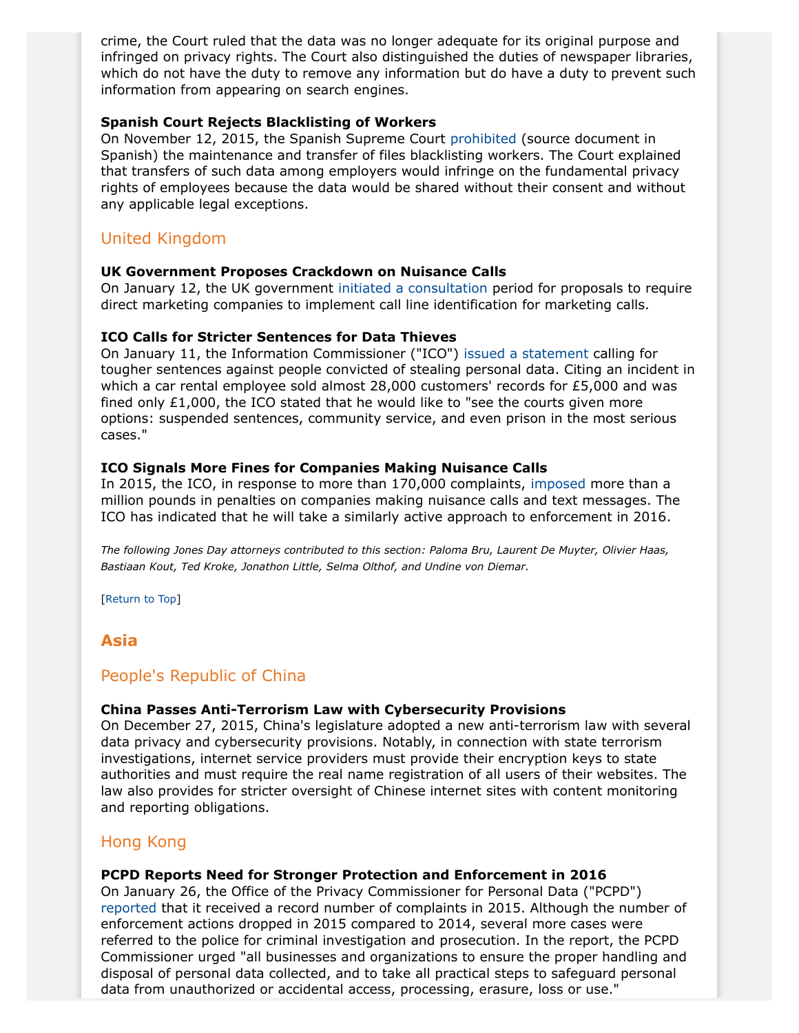crime, the Court ruled that the data was no longer adequate for its original purpose and infringed on privacy rights. The Court also distinguished the duties of newspaper libraries, which do not have the duty to remove any information but do have a duty to prevent such information from appearing on search engines.

**Spanish Court Rejects Blacklisting of Workers**
On November 12, 2015, the Spanish Supreme Court prohibited (source document in Spanish) the maintenance and transfer of files blacklisting workers. The Court explained that transfers of such data among employers would infringe on the fundamental privacy rights of employees because the data would be shared without their consent and without any applicable legal exceptions.

### United Kingdom

**UK Government Proposes Crackdown on Nuisance Calls**
On January 12, the UK government initiated a consultation period for proposals to require direct marketing companies to implement call line identification for marketing calls.

**ICO Calls for Stricter Sentences for Data Thieves**
On January 11, the Information Commissioner ("ICO") issued a statement calling for tougher sentences against people convicted of stealing personal data. Citing an incident in which a car rental employee sold almost 28,000 customers' records for £5,000 and was fined only £1,000, the ICO stated that he would like to "see the courts given more options: suspended sentences, community service, and even prison in the most serious cases."

**ICO Signals More Fines for Companies Making Nuisance Calls**
In 2015, the ICO, in response to more than 170,000 complaints, imposed more than a million pounds in penalties on companies making nuisance calls and text messages. The ICO has indicated that he will take a similarly active approach to enforcement in 2016.

*The following Jones Day attorneys contributed to this section: Paloma Bru, Laurent De Muyter, Olivier Haas, Bastiaan Kout, Ted Kroke, Jonathon Little, Selma Olthof, and Undine von Diemar.*

[Return to Top]

## Asia

### People's Republic of China

**China Passes Anti-Terrorism Law with Cybersecurity Provisions**
On December 27, 2015, China's legislature adopted a new anti-terrorism law with several data privacy and cybersecurity provisions. Notably, in connection with state terrorism investigations, internet service providers must provide their encryption keys to state authorities and must require the real name registration of all users of their websites. The law also provides for stricter oversight of Chinese internet sites with content monitoring and reporting obligations.

### Hong Kong

**PCPD Reports Need for Stronger Protection and Enforcement in 2016**
On January 26, the Office of the Privacy Commissioner for Personal Data ("PCPD") reported that it received a record number of complaints in 2015. Although the number of enforcement actions dropped in 2015 compared to 2014, several more cases were referred to the police for criminal investigation and prosecution. In the report, the PCPD Commissioner urged "all businesses and organizations to ensure the proper handling and disposal of personal data collected, and to take all practical steps to safeguard personal data from unauthorized or accidental access, processing, erasure, loss or use."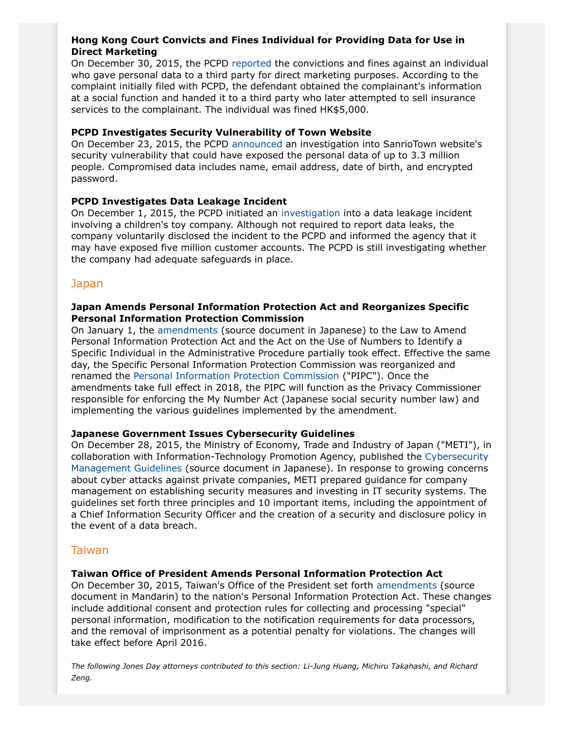**Hong Kong Court Convicts and Fines Individual for Providing Data for Use in Direct Marketing**

On December 30, 2015, the PCPD reported the convictions and fines against an individual who gave personal data to a third party for direct marketing purposes. According to the complaint initially filed with PCPD, the defendant obtained the complainant's information at a social function and handed it to a third party who later attempted to sell insurance services to the complainant. The individual was fined HK$5,000.

**PCPD Investigates Security Vulnerability of Town Website**

On December 23, 2015, the PCPD announced an investigation into SanrioTown website's security vulnerability that could have exposed the personal data of up to 3.3 million people. Compromised data includes name, email address, date of birth, and encrypted password.

**PCPD Investigates Data Leakage Incident**

On December 1, 2015, the PCPD initiated an investigation into a data leakage incident involving a children's toy company. Although not required to report data leaks, the company voluntarily disclosed the incident to the PCPD and informed the agency that it may have exposed five million customer accounts. The PCPD is still investigating whether the company had adequate safeguards in place.

## Japan

**Japan Amends Personal Information Protection Act and Reorganizes Specific Personal Information Protection Commission**

On January 1, the amendments (source document in Japanese) to the Law to Amend Personal Information Protection Act and the Act on the Use of Numbers to Identify a Specific Individual in the Administrative Procedure partially took effect. Effective the same day, the Specific Personal Information Protection Commission was reorganized and renamed the Personal Information Protection Commission ("PIPC"). Once the amendments take full effect in 2018, the PIPC will function as the Privacy Commissioner responsible for enforcing the My Number Act (Japanese social security number law) and implementing the various guidelines implemented by the amendment.

**Japanese Government Issues Cybersecurity Guidelines**

On December 28, 2015, the Ministry of Economy, Trade and Industry of Japan ("METI"), in collaboration with Information-Technology Promotion Agency, published the Cybersecurity Management Guidelines (source document in Japanese). In response to growing concerns about cyber attacks against private companies, METI prepared guidance for company management on establishing security measures and investing in IT security systems. The guidelines set forth three principles and 10 important items, including the appointment of a Chief Information Security Officer and the creation of a security and disclosure policy in the event of a data breach.

## Taiwan

**Taiwan Office of President Amends Personal Information Protection Act**

On December 30, 2015, Taiwan's Office of the President set forth amendments (source document in Mandarin) to the nation's Personal Information Protection Act. These changes include additional consent and protection rules for collecting and processing "special" personal information, modification to the notification requirements for data processors, and the removal of imprisonment as a potential penalty for violations. The changes will take effect before April 2016.

*The following Jones Day attorneys contributed to this section: Li-Jung Huang, Michiru Takahashi, and Richard Zeng.*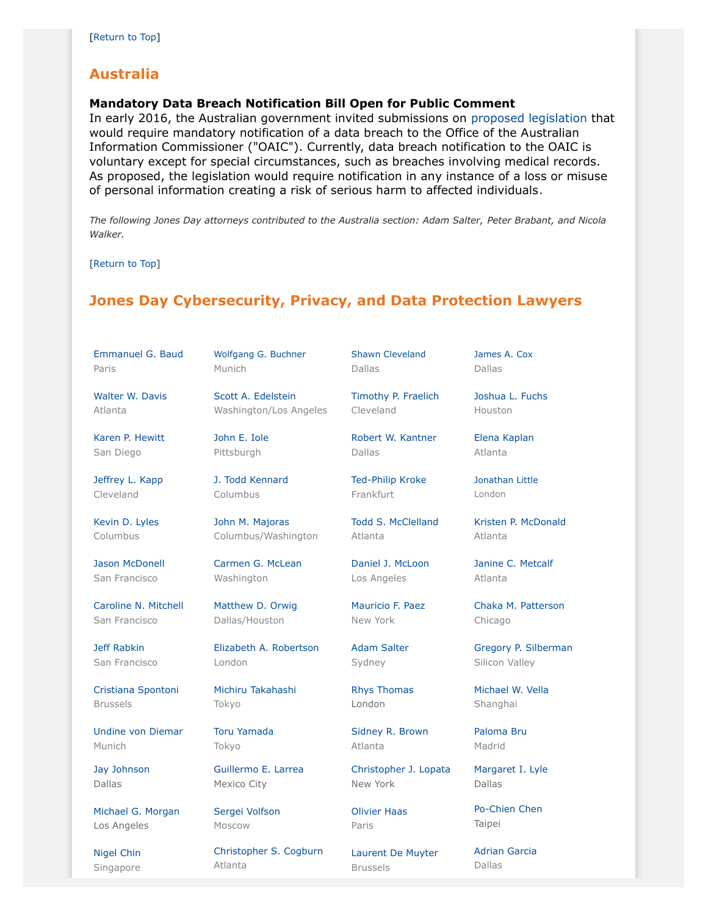[Return to Top]

## Australia

**Mandatory Data Breach Notification Bill Open for Public Comment**
In early 2016, the Australian government invited submissions on proposed legislation that would require mandatory notification of a data breach to the Office of the Australian Information Commissioner ("OAIC"). Currently, data breach notification to the OAIC is voluntary except for special circumstances, such as breaches involving medical records. As proposed, the legislation would require notification in any instance of a loss or misuse of personal information creating a risk of serious harm to affected individuals.

*The following Jones Day attorneys contributed to the Australia section: Adam Salter, Peter Brabant, and Nicola Walker.*

[Return to Top]

## Jones Day Cybersecurity, Privacy, and Data Protection Lawyers

| | | | |
|---|---|---|---|
| Emmanuel G. Baud<br>Paris | Wolfgang G. Buchner<br>Munich | Shawn Cleveland<br>Dallas | James A. Cox<br>Dallas |
| Walter W. Davis<br>Atlanta | Scott A. Edelstein<br>Washington/Los Angeles | Timothy P. Fraelich<br>Cleveland | Joshua L. Fuchs<br>Houston |
| Karen P. Hewitt<br>San Diego | John E. Iole<br>Pittsburgh | Robert W. Kantner<br>Dallas | Elena Kaplan<br>Atlanta |
| Jeffrey L. Kapp<br>Cleveland | J. Todd Kennard<br>Columbus | Ted-Philip Kroke<br>Frankfurt | Jonathan Little<br>London |
| Kevin D. Lyles<br>Columbus | John M. Majoras<br>Columbus/Washington | Todd S. McClelland<br>Atlanta | Kristen P. McDonald<br>Atlanta |
| Jason McDonell<br>San Francisco | Carmen G. McLean<br>Washington | Daniel J. McLoon<br>Los Angeles | Janine C. Metcalf<br>Atlanta |
| Caroline N. Mitchell<br>San Francisco | Matthew D. Orwig<br>Dallas/Houston | Mauricio F. Paez<br>New York | Chaka M. Patterson<br>Chicago |
| Jeff Rabkin<br>San Francisco | Elizabeth A. Robertson<br>London | Adam Salter<br>Sydney | Gregory P. Silberman<br>Silicon Valley |
| Cristiana Spontoni<br>Brussels | Michiru Takahashi<br>Tokyo | Rhys Thomas<br>London | Michael W. Vella<br>Shanghai |
| Undine von Diemar<br>Munich | Toru Yamada<br>Tokyo | Sidney R. Brown<br>Atlanta | Paloma Bru<br>Madrid |
| Jay Johnson<br>Dallas | Guillermo E. Larrea<br>Mexico City | Christopher J. Lopata<br>New York | Margaret I. Lyle<br>Dallas |
| Michael G. Morgan<br>Los Angeles | Sergei Volfson<br>Moscow | Olivier Haas<br>Paris | Po-Chien Chen<br>Taipei |
| Nigel Chin<br>Singapore | Christopher S. Cogburn<br>Atlanta | Laurent De Muyter<br>Brussels | Adrian Garcia<br>Dallas |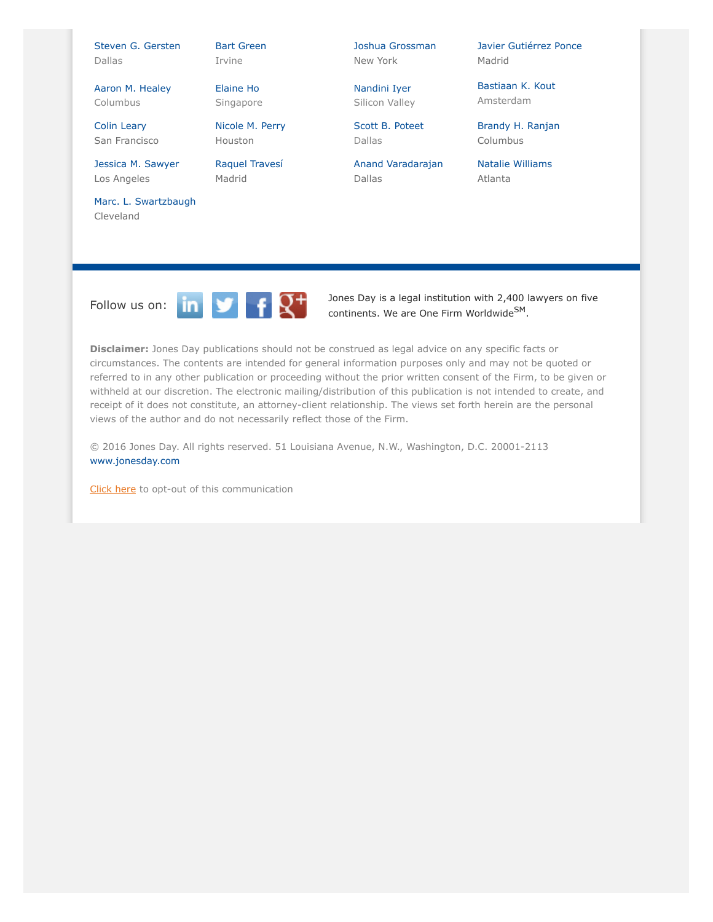Steven G. Gersten
Dallas

Bart Green
Irvine

Joshua Grossman
New York

Javier Gutiérrez Ponce
Madrid

Aaron M. Healey
Columbus

Elaine Ho
Singapore

Nandini Iyer
Silicon Valley

Bastiaan K. Kout
Amsterdam

Colin Leary
San Francisco

Nicole M. Perry
Houston

Scott B. Poteet
Dallas

Brandy H. Ranjan
Columbus

Jessica M. Sawyer
Los Angeles

Raquel Travesí
Madrid

Anand Varadarajan
Dallas

Natalie Williams
Atlanta

Marc. L. Swartzbaugh
Cleveland

Follow us on:

Jones Day is a legal institution with 2,400 lawyers on five continents. We are One Firm Worldwide[SM].

**Disclaimer:** Jones Day publications should not be construed as legal advice on any specific facts or circumstances. The contents are intended for general information purposes only and may not be quoted or referred to in any other publication or proceeding without the prior written consent of the Firm, to be given or withheld at our discretion. The electronic mailing/distribution of this publication is not intended to create, and receipt of it does not constitute, an attorney-client relationship. The views set forth herein are the personal views of the author and do not necessarily reflect those of the Firm.

© 2016 Jones Day. All rights reserved. 51 Louisiana Avenue, N.W., Washington, D.C. 20001-2113
www.jonesday.com

Click here to opt-out of this communication